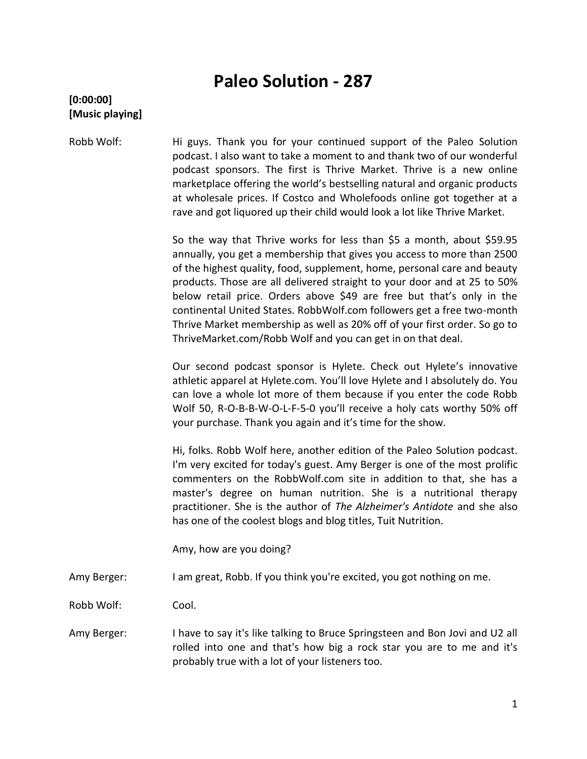# Paleo Solution - 287

**[0:00:00]**
**[Music playing]**

Robb Wolf: Hi guys. Thank you for your continued support of the Paleo Solution podcast. I also want to take a moment to and thank two of our wonderful podcast sponsors. The first is Thrive Market. Thrive is a new online marketplace offering the world's bestselling natural and organic products at wholesale prices. If Costco and Wholefoods online got together at a rave and got liquored up their child would look a lot like Thrive Market.

So the way that Thrive works for less than $5 a month, about $59.95 annually, you get a membership that gives you access to more than 2500 of the highest quality, food, supplement, home, personal care and beauty products. Those are all delivered straight to your door and at 25 to 50% below retail price. Orders above $49 are free but that's only in the continental United States. RobbWolf.com followers get a free two-month Thrive Market membership as well as 20% off of your first order. So go to ThriveMarket.com/Robb Wolf and you can get in on that deal.

Our second podcast sponsor is Hylete. Check out Hylete's innovative athletic apparel at Hylete.com. You'll love Hylete and I absolutely do. You can love a whole lot more of them because if you enter the code Robb Wolf 50, R-O-B-B-W-O-L-F-5-0 you'll receive a holy cats worthy 50% off your purchase. Thank you again and it's time for the show.

Hi, folks. Robb Wolf here, another edition of the Paleo Solution podcast. I'm very excited for today's guest. Amy Berger is one of the most prolific commenters on the RobbWolf.com site in addition to that, she has a master's degree on human nutrition. She is a nutritional therapy practitioner. She is the author of *The Alzheimer's Antidote* and she also has one of the coolest blogs and blog titles, Tuit Nutrition.

Amy, how are you doing?

Amy Berger: I am great, Robb. If you think you're excited, you got nothing on me.

Robb Wolf: Cool.

Amy Berger: I have to say it's like talking to Bruce Springsteen and Bon Jovi and U2 all rolled into one and that's how big a rock star you are to me and it's probably true with a lot of your listeners too.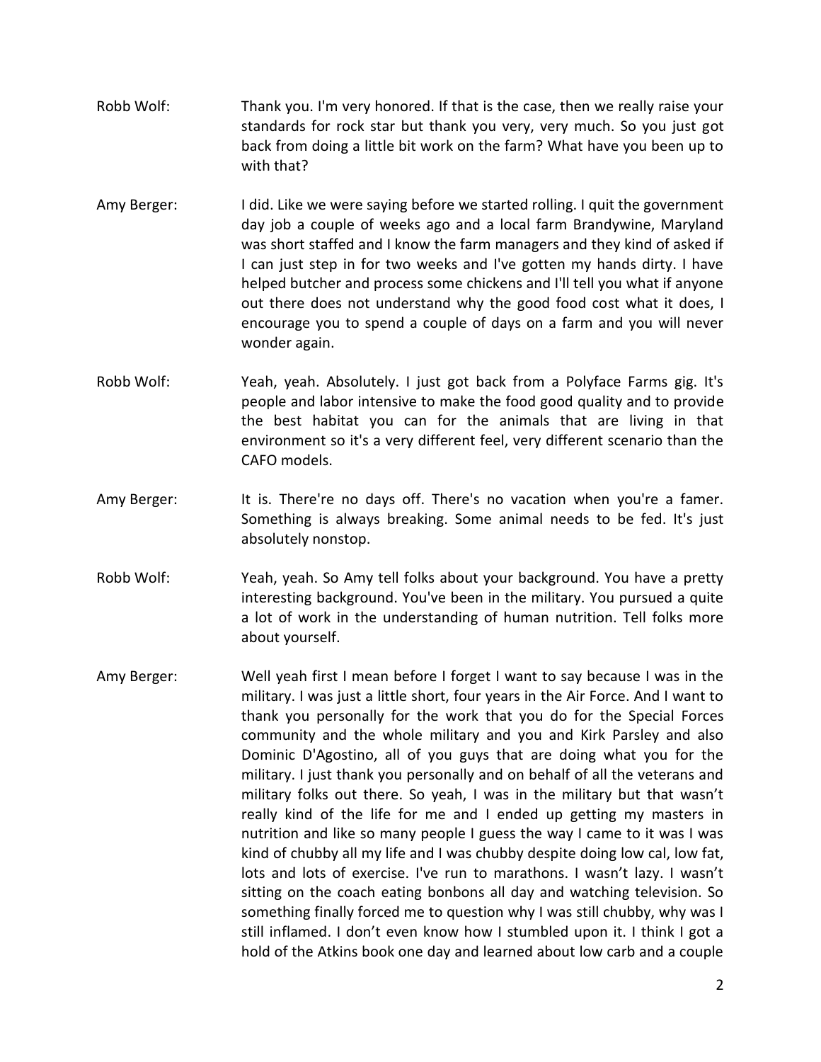Robb Wolf: Thank you. I'm very honored. If that is the case, then we really raise your standards for rock star but thank you very, very much. So you just got back from doing a little bit work on the farm? What have you been up to with that?

Amy Berger: I did. Like we were saying before we started rolling. I quit the government day job a couple of weeks ago and a local farm Brandywine, Maryland was short staffed and I know the farm managers and they kind of asked if I can just step in for two weeks and I've gotten my hands dirty. I have helped butcher and process some chickens and I'll tell you what if anyone out there does not understand why the good food cost what it does, I encourage you to spend a couple of days on a farm and you will never wonder again.

Robb Wolf: Yeah, yeah. Absolutely. I just got back from a Polyface Farms gig. It's people and labor intensive to make the food good quality and to provide the best habitat you can for the animals that are living in that environment so it's a very different feel, very different scenario than the CAFO models.

Amy Berger: It is. There're no days off. There's no vacation when you're a famer. Something is always breaking. Some animal needs to be fed. It's just absolutely nonstop.

Robb Wolf: Yeah, yeah. So Amy tell folks about your background. You have a pretty interesting background. You've been in the military. You pursued a quite a lot of work in the understanding of human nutrition. Tell folks more about yourself.

Amy Berger: Well yeah first I mean before I forget I want to say because I was in the military. I was just a little short, four years in the Air Force. And I want to thank you personally for the work that you do for the Special Forces community and the whole military and you and Kirk Parsley and also Dominic D'Agostino, all of you guys that are doing what you for the military. I just thank you personally and on behalf of all the veterans and military folks out there. So yeah, I was in the military but that wasn't really kind of the life for me and I ended up getting my masters in nutrition and like so many people I guess the way I came to it was I was kind of chubby all my life and I was chubby despite doing low cal, low fat, lots and lots of exercise. I've run to marathons. I wasn't lazy. I wasn't sitting on the coach eating bonbons all day and watching television. So something finally forced me to question why I was still chubby, why was I still inflamed. I don't even know how I stumbled upon it. I think I got a hold of the Atkins book one day and learned about low carb and a couple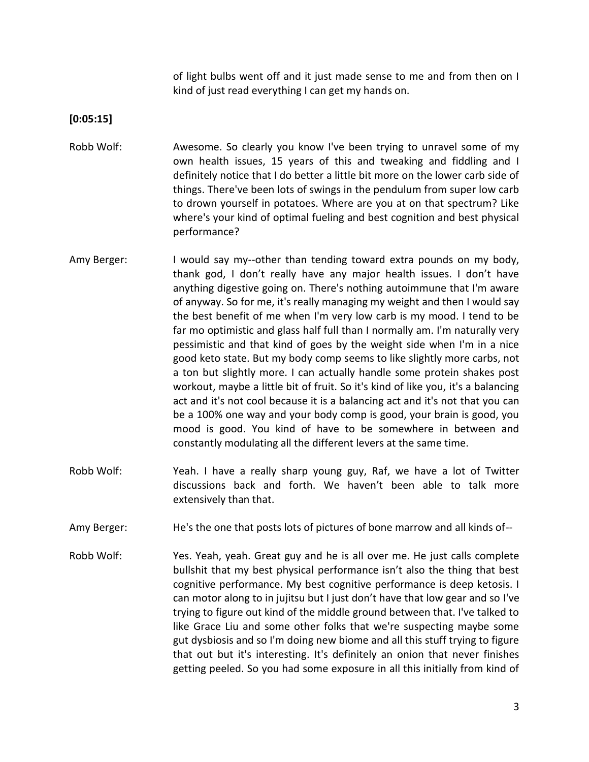of light bulbs went off and it just made sense to me and from then on I kind of just read everything I can get my hands on.

**[0:05:15]**

Robb Wolf: Awesome. So clearly you know I've been trying to unravel some of my own health issues, 15 years of this and tweaking and fiddling and I definitely notice that I do better a little bit more on the lower carb side of things. There've been lots of swings in the pendulum from super low carb to drown yourself in potatoes. Where are you at on that spectrum? Like where's your kind of optimal fueling and best cognition and best physical performance?

Amy Berger: I would say my--other than tending toward extra pounds on my body, thank god, I don't really have any major health issues. I don't have anything digestive going on. There's nothing autoimmune that I'm aware of anyway. So for me, it's really managing my weight and then I would say the best benefit of me when I'm very low carb is my mood. I tend to be far mo optimistic and glass half full than I normally am. I'm naturally very pessimistic and that kind of goes by the weight side when I'm in a nice good keto state. But my body comp seems to like slightly more carbs, not a ton but slightly more. I can actually handle some protein shakes post workout, maybe a little bit of fruit. So it's kind of like you, it's a balancing act and it's not cool because it is a balancing act and it's not that you can be a 100% one way and your body comp is good, your brain is good, you mood is good. You kind of have to be somewhere in between and constantly modulating all the different levers at the same time.

Robb Wolf: Yeah. I have a really sharp young guy, Raf, we have a lot of Twitter discussions back and forth. We haven't been able to talk more extensively than that.

Amy Berger: He's the one that posts lots of pictures of bone marrow and all kinds of--

Robb Wolf: Yes. Yeah, yeah. Great guy and he is all over me. He just calls complete bullshit that my best physical performance isn't also the thing that best cognitive performance. My best cognitive performance is deep ketosis. I can motor along to in jujitsu but I just don't have that low gear and so I've trying to figure out kind of the middle ground between that. I've talked to like Grace Liu and some other folks that we're suspecting maybe some gut dysbiosis and so I'm doing new biome and all this stuff trying to figure that out but it's interesting. It's definitely an onion that never finishes getting peeled. So you had some exposure in all this initially from kind of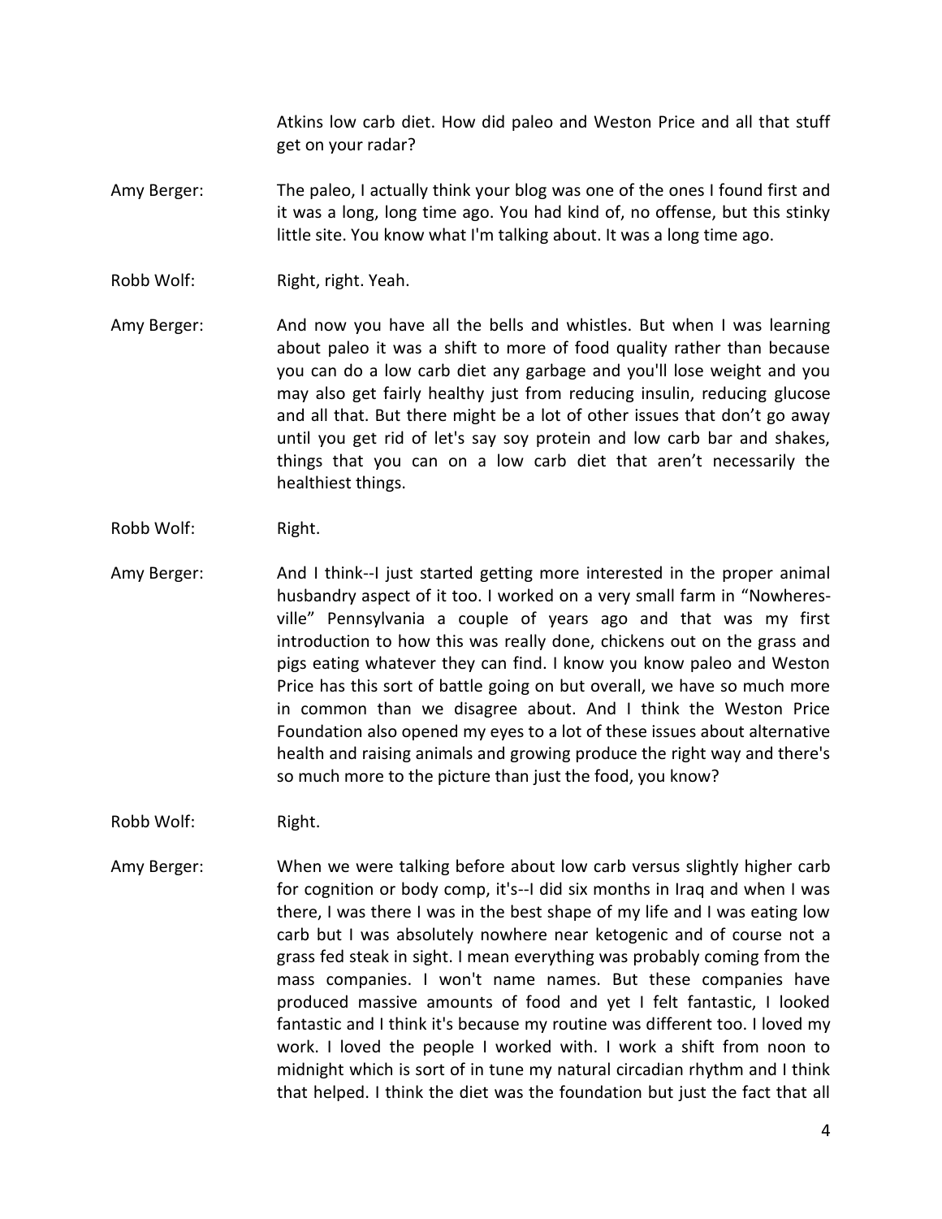Atkins low carb diet. How did paleo and Weston Price and all that stuff get on your radar?

**Amy Berger:** The paleo, I actually think your blog was one of the ones I found first and it was a long, long time ago. You had kind of, no offense, but this stinky little site. You know what I'm talking about. It was a long time ago.

**Robb Wolf:** Right, right. Yeah.

**Amy Berger:** And now you have all the bells and whistles. But when I was learning about paleo it was a shift to more of food quality rather than because you can do a low carb diet any garbage and you'll lose weight and you may also get fairly healthy just from reducing insulin, reducing glucose and all that. But there might be a lot of other issues that don't go away until you get rid of let's say soy protein and low carb bar and shakes, things that you can on a low carb diet that aren't necessarily the healthiest things.

**Robb Wolf:** Right.

**Amy Berger:** And I think--I just started getting more interested in the proper animal husbandry aspect of it too. I worked on a very small farm in "Nowheres-ville" Pennsylvania a couple of years ago and that was my first introduction to how this was really done, chickens out on the grass and pigs eating whatever they can find. I know you know paleo and Weston Price has this sort of battle going on but overall, we have so much more in common than we disagree about. And I think the Weston Price Foundation also opened my eyes to a lot of these issues about alternative health and raising animals and growing produce the right way and there's so much more to the picture than just the food, you know?

**Robb Wolf:** Right.

**Amy Berger:** When we were talking before about low carb versus slightly higher carb for cognition or body comp, it's--I did six months in Iraq and when I was there, I was there I was in the best shape of my life and I was eating low carb but I was absolutely nowhere near ketogenic and of course not a grass fed steak in sight. I mean everything was probably coming from the mass companies. I won't name names. But these companies have produced massive amounts of food and yet I felt fantastic, I looked fantastic and I think it's because my routine was different too. I loved my work. I loved the people I worked with. I work a shift from noon to midnight which is sort of in tune my natural circadian rhythm and I think that helped. I think the diet was the foundation but just the fact that all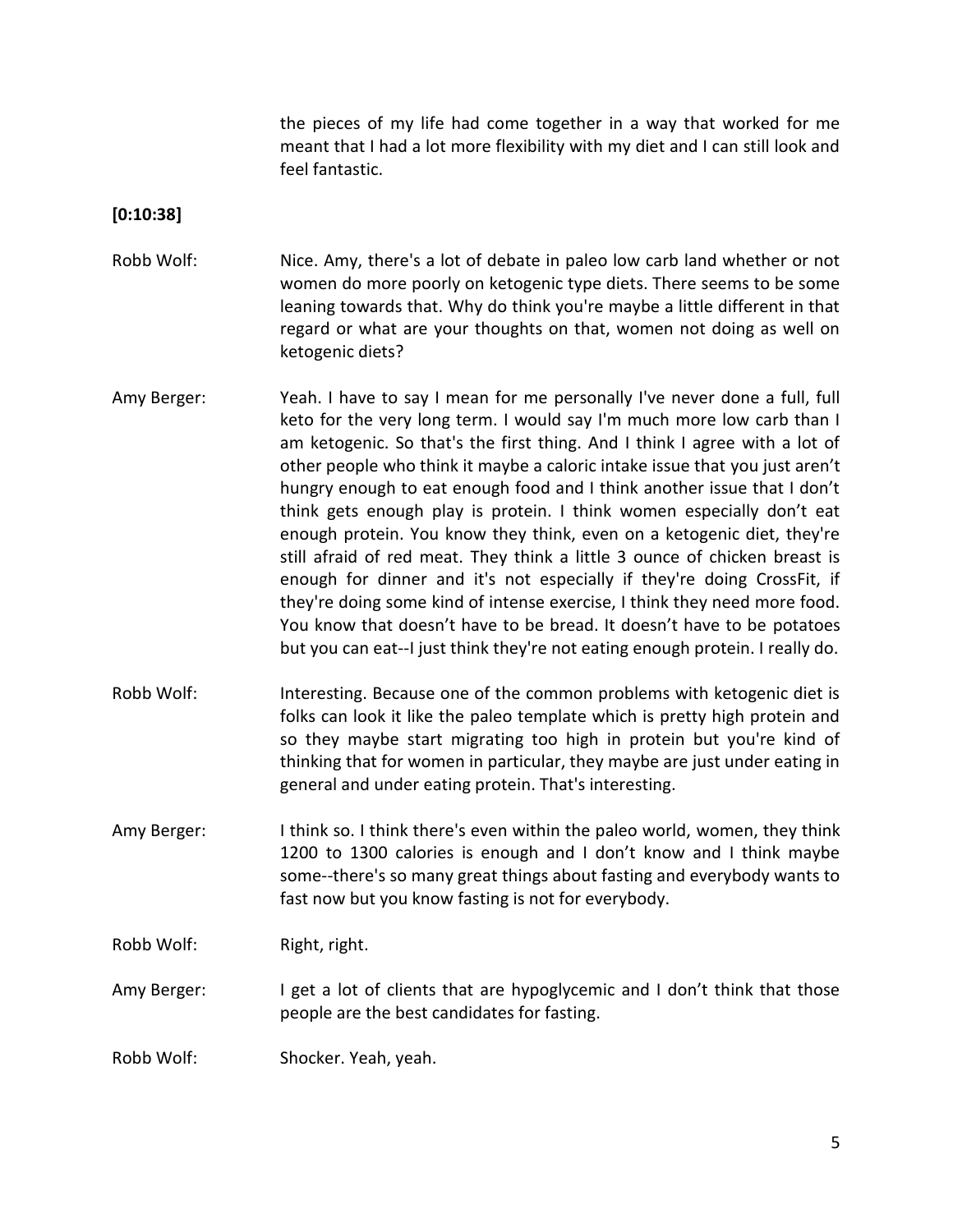the pieces of my life had come together in a way that worked for me meant that I had a lot more flexibility with my diet and I can still look and feel fantastic.

**[0:10:38]**

Robb Wolf: Nice. Amy, there's a lot of debate in paleo low carb land whether or not women do more poorly on ketogenic type diets. There seems to be some leaning towards that. Why do think you're maybe a little different in that regard or what are your thoughts on that, women not doing as well on ketogenic diets?

Amy Berger: Yeah. I have to say I mean for me personally I've never done a full, full keto for the very long term. I would say I'm much more low carb than I am ketogenic. So that's the first thing. And I think I agree with a lot of other people who think it maybe a caloric intake issue that you just aren't hungry enough to eat enough food and I think another issue that I don't think gets enough play is protein. I think women especially don't eat enough protein. You know they think, even on a ketogenic diet, they're still afraid of red meat. They think a little 3 ounce of chicken breast is enough for dinner and it's not especially if they're doing CrossFit, if they're doing some kind of intense exercise, I think they need more food. You know that doesn't have to be bread. It doesn't have to be potatoes but you can eat--I just think they're not eating enough protein. I really do.

Robb Wolf: Interesting. Because one of the common problems with ketogenic diet is folks can look it like the paleo template which is pretty high protein and so they maybe start migrating too high in protein but you're kind of thinking that for women in particular, they maybe are just under eating in general and under eating protein. That's interesting.

Amy Berger: I think so. I think there's even within the paleo world, women, they think 1200 to 1300 calories is enough and I don't know and I think maybe some--there's so many great things about fasting and everybody wants to fast now but you know fasting is not for everybody.

Robb Wolf: Right, right.

Amy Berger: I get a lot of clients that are hypoglycemic and I don't think that those people are the best candidates for fasting.

Robb Wolf: Shocker. Yeah, yeah.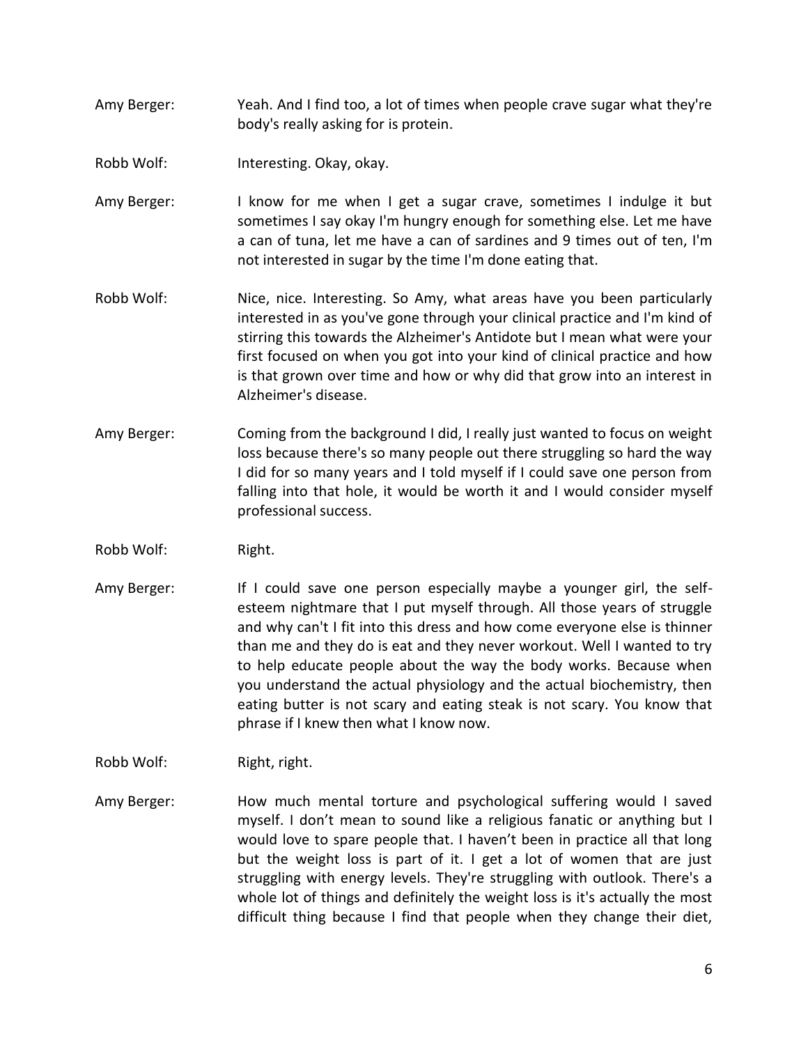Amy Berger: Yeah. And I find too, a lot of times when people crave sugar what they're body's really asking for is protein.

Robb Wolf: Interesting. Okay, okay.

Amy Berger: I know for me when I get a sugar crave, sometimes I indulge it but sometimes I say okay I'm hungry enough for something else. Let me have a can of tuna, let me have a can of sardines and 9 times out of ten, I'm not interested in sugar by the time I'm done eating that.

Robb Wolf: Nice, nice. Interesting. So Amy, what areas have you been particularly interested in as you've gone through your clinical practice and I'm kind of stirring this towards the Alzheimer's Antidote but I mean what were your first focused on when you got into your kind of clinical practice and how is that grown over time and how or why did that grow into an interest in Alzheimer's disease.

Amy Berger: Coming from the background I did, I really just wanted to focus on weight loss because there's so many people out there struggling so hard the way I did for so many years and I told myself if I could save one person from falling into that hole, it would be worth it and I would consider myself professional success.

Robb Wolf: Right.

Amy Berger: If I could save one person especially maybe a younger girl, the self-esteem nightmare that I put myself through. All those years of struggle and why can't I fit into this dress and how come everyone else is thinner than me and they do is eat and they never workout. Well I wanted to try to help educate people about the way the body works. Because when you understand the actual physiology and the actual biochemistry, then eating butter is not scary and eating steak is not scary. You know that phrase if I knew then what I know now.

Robb Wolf: Right, right.

Amy Berger: How much mental torture and psychological suffering would I saved myself. I don't mean to sound like a religious fanatic or anything but I would love to spare people that. I haven't been in practice all that long but the weight loss is part of it. I get a lot of women that are just struggling with energy levels. They're struggling with outlook. There's a whole lot of things and definitely the weight loss is it's actually the most difficult thing because I find that people when they change their diet,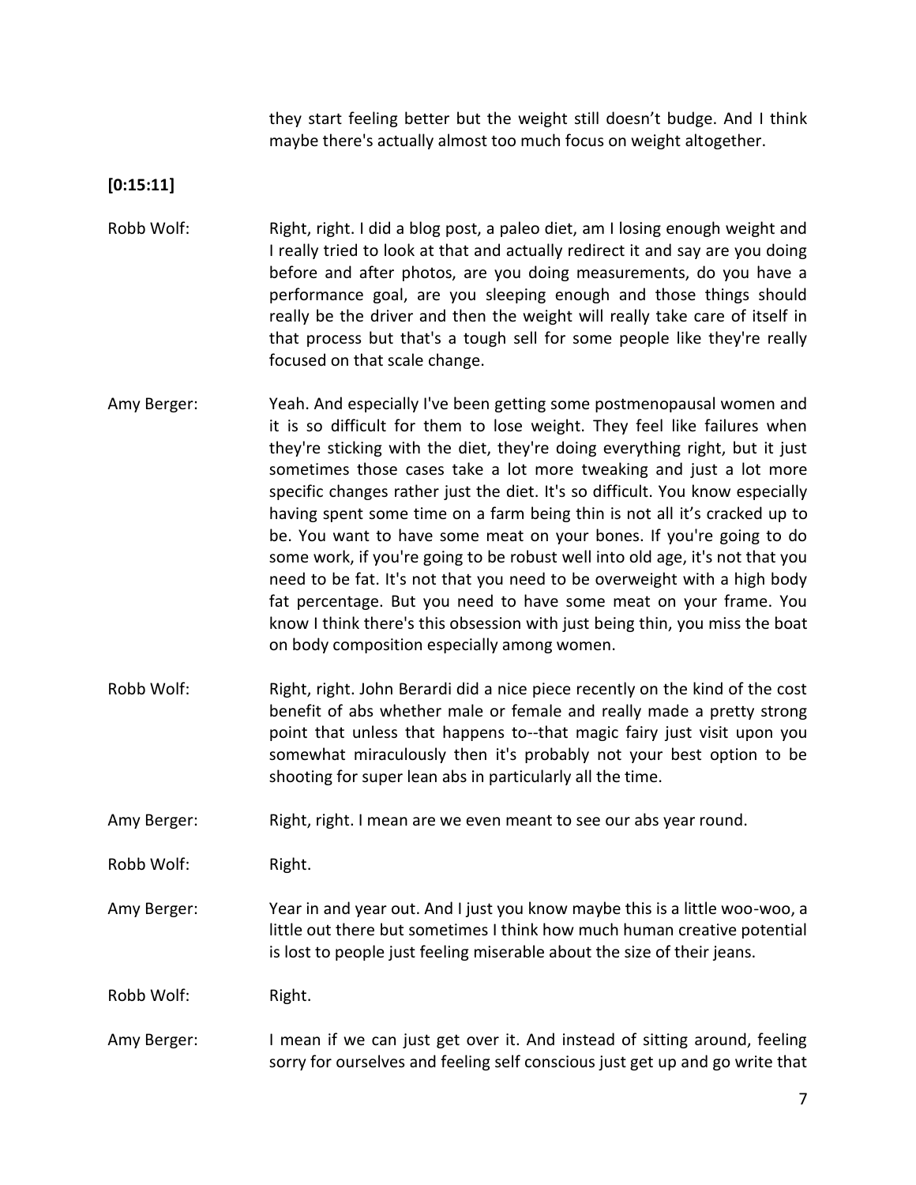they start feeling better but the weight still doesn't budge. And I think maybe there's actually almost too much focus on weight altogether.

**[0:15:11]**

Robb Wolf: Right, right. I did a blog post, a paleo diet, am I losing enough weight and I really tried to look at that and actually redirect it and say are you doing before and after photos, are you doing measurements, do you have a performance goal, are you sleeping enough and those things should really be the driver and then the weight will really take care of itself in that process but that's a tough sell for some people like they're really focused on that scale change.

Amy Berger: Yeah. And especially I've been getting some postmenopausal women and it is so difficult for them to lose weight. They feel like failures when they're sticking with the diet, they're doing everything right, but it just sometimes those cases take a lot more tweaking and just a lot more specific changes rather just the diet. It's so difficult. You know especially having spent some time on a farm being thin is not all it's cracked up to be. You want to have some meat on your bones. If you're going to do some work, if you're going to be robust well into old age, it's not that you need to be fat. It's not that you need to be overweight with a high body fat percentage. But you need to have some meat on your frame. You know I think there's this obsession with just being thin, you miss the boat on body composition especially among women.

Robb Wolf: Right, right. John Berardi did a nice piece recently on the kind of the cost benefit of abs whether male or female and really made a pretty strong point that unless that happens to--that magic fairy just visit upon you somewhat miraculously then it's probably not your best option to be shooting for super lean abs in particularly all the time.

Amy Berger: Right, right. I mean are we even meant to see our abs year round.

Robb Wolf: Right.

Amy Berger: Year in and year out. And I just you know maybe this is a little woo-woo, a little out there but sometimes I think how much human creative potential is lost to people just feeling miserable about the size of their jeans.

Robb Wolf: Right.

Amy Berger: I mean if we can just get over it. And instead of sitting around, feeling sorry for ourselves and feeling self conscious just get up and go write that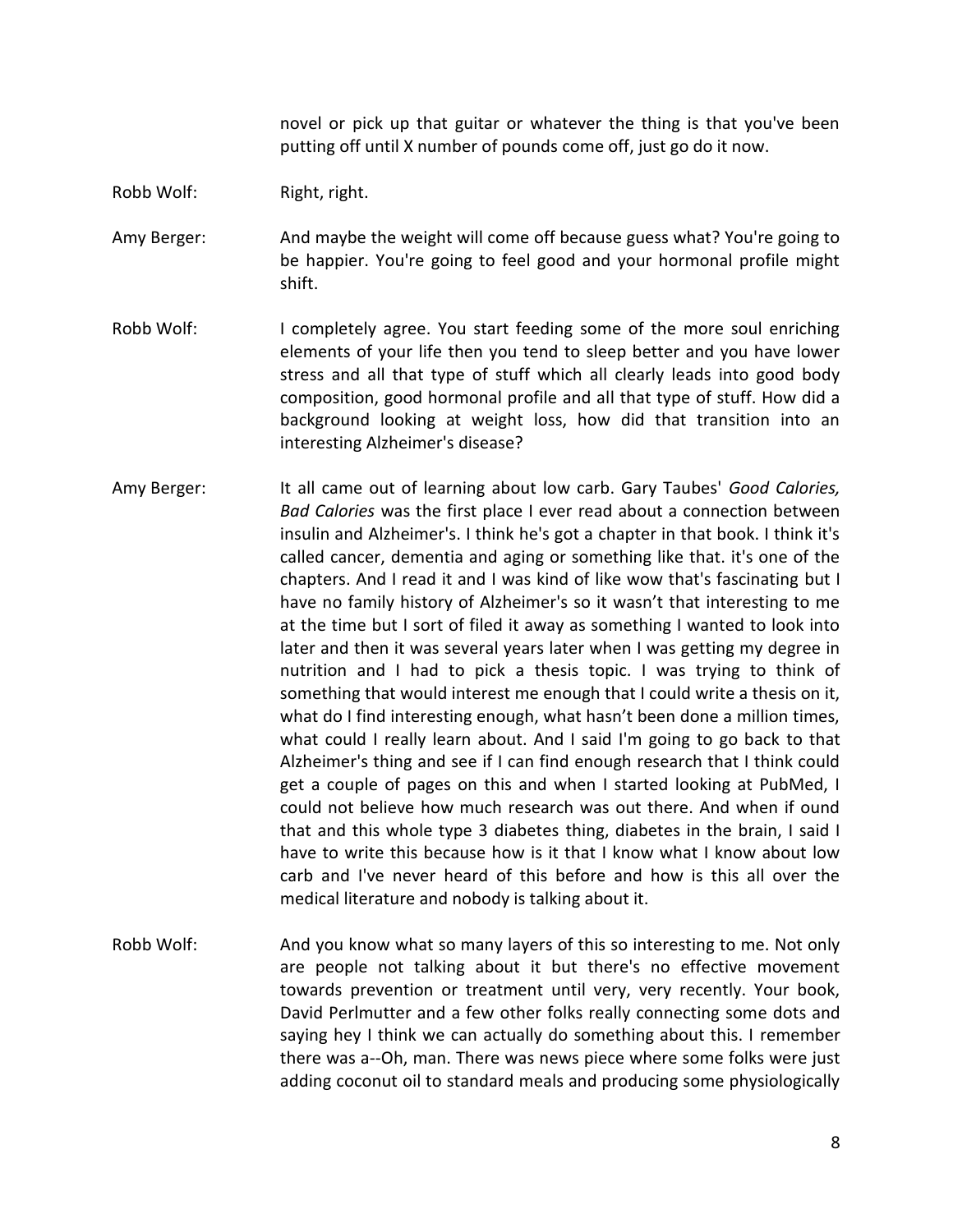novel or pick up that guitar or whatever the thing is that you've been putting off until X number of pounds come off, just go do it now.

Robb Wolf: Right, right.

Amy Berger: And maybe the weight will come off because guess what? You're going to be happier. You're going to feel good and your hormonal profile might shift.

Robb Wolf: I completely agree. You start feeding some of the more soul enriching elements of your life then you tend to sleep better and you have lower stress and all that type of stuff which all clearly leads into good body composition, good hormonal profile and all that type of stuff. How did a background looking at weight loss, how did that transition into an interesting Alzheimer's disease?

Amy Berger: It all came out of learning about low carb. Gary Taubes' *Good Calories, Bad Calories* was the first place I ever read about a connection between insulin and Alzheimer's. I think he's got a chapter in that book. I think it's called cancer, dementia and aging or something like that. it's one of the chapters. And I read it and I was kind of like wow that's fascinating but I have no family history of Alzheimer's so it wasn't that interesting to me at the time but I sort of filed it away as something I wanted to look into later and then it was several years later when I was getting my degree in nutrition and I had to pick a thesis topic. I was trying to think of something that would interest me enough that I could write a thesis on it, what do I find interesting enough, what hasn't been done a million times, what could I really learn about. And I said I'm going to go back to that Alzheimer's thing and see if I can find enough research that I think could get a couple of pages on this and when I started looking at PubMed, I could not believe how much research was out there. And when if ound that and this whole type 3 diabetes thing, diabetes in the brain, I said I have to write this because how is it that I know what I know about low carb and I've never heard of this before and how is this all over the medical literature and nobody is talking about it.

Robb Wolf: And you know what so many layers of this so interesting to me. Not only are people not talking about it but there's no effective movement towards prevention or treatment until very, very recently. Your book, David Perlmutter and a few other folks really connecting some dots and saying hey I think we can actually do something about this. I remember there was a--Oh, man. There was news piece where some folks were just adding coconut oil to standard meals and producing some physiologically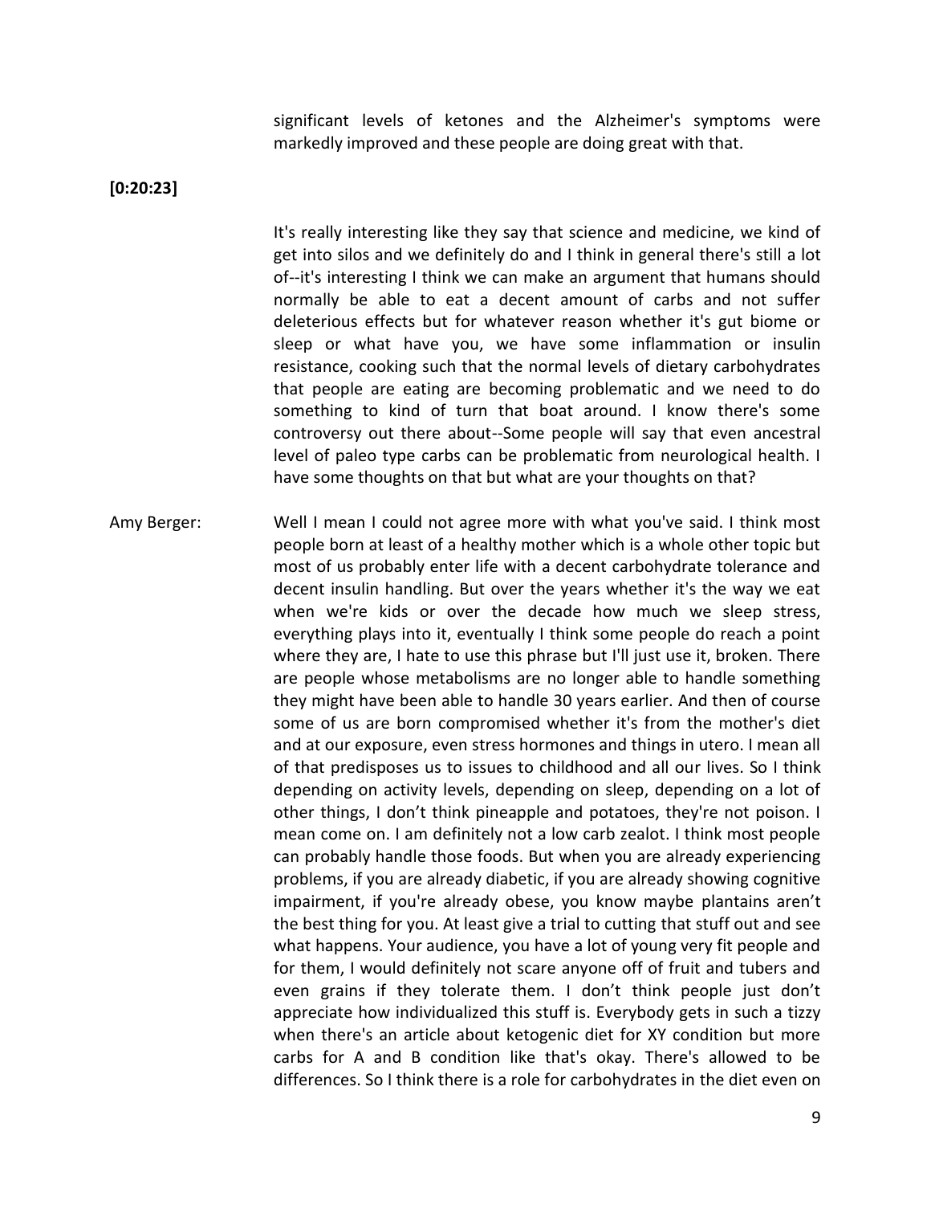significant levels of ketones and the Alzheimer's symptoms were markedly improved and these people are doing great with that.

**[0:20:23]**

It's really interesting like they say that science and medicine, we kind of get into silos and we definitely do and I think in general there's still a lot of--it's interesting I think we can make an argument that humans should normally be able to eat a decent amount of carbs and not suffer deleterious effects but for whatever reason whether it's gut biome or sleep or what have you, we have some inflammation or insulin resistance, cooking such that the normal levels of dietary carbohydrates that people are eating are becoming problematic and we need to do something to kind of turn that boat around. I know there's some controversy out there about--Some people will say that even ancestral level of paleo type carbs can be problematic from neurological health. I have some thoughts on that but what are your thoughts on that?

Amy Berger: Well I mean I could not agree more with what you've said. I think most people born at least of a healthy mother which is a whole other topic but most of us probably enter life with a decent carbohydrate tolerance and decent insulin handling. But over the years whether it's the way we eat when we're kids or over the decade how much we sleep stress, everything plays into it, eventually I think some people do reach a point where they are, I hate to use this phrase but I'll just use it, broken. There are people whose metabolisms are no longer able to handle something they might have been able to handle 30 years earlier. And then of course some of us are born compromised whether it's from the mother's diet and at our exposure, even stress hormones and things in utero. I mean all of that predisposes us to issues to childhood and all our lives. So I think depending on activity levels, depending on sleep, depending on a lot of other things, I don't think pineapple and potatoes, they're not poison. I mean come on. I am definitely not a low carb zealot. I think most people can probably handle those foods. But when you are already experiencing problems, if you are already diabetic, if you are already showing cognitive impairment, if you're already obese, you know maybe plantains aren't the best thing for you. At least give a trial to cutting that stuff out and see what happens. Your audience, you have a lot of young very fit people and for them, I would definitely not scare anyone off of fruit and tubers and even grains if they tolerate them. I don't think people just don't appreciate how individualized this stuff is. Everybody gets in such a tizzy when there's an article about ketogenic diet for XY condition but more carbs for A and B condition like that's okay. There's allowed to be differences. So I think there is a role for carbohydrates in the diet even on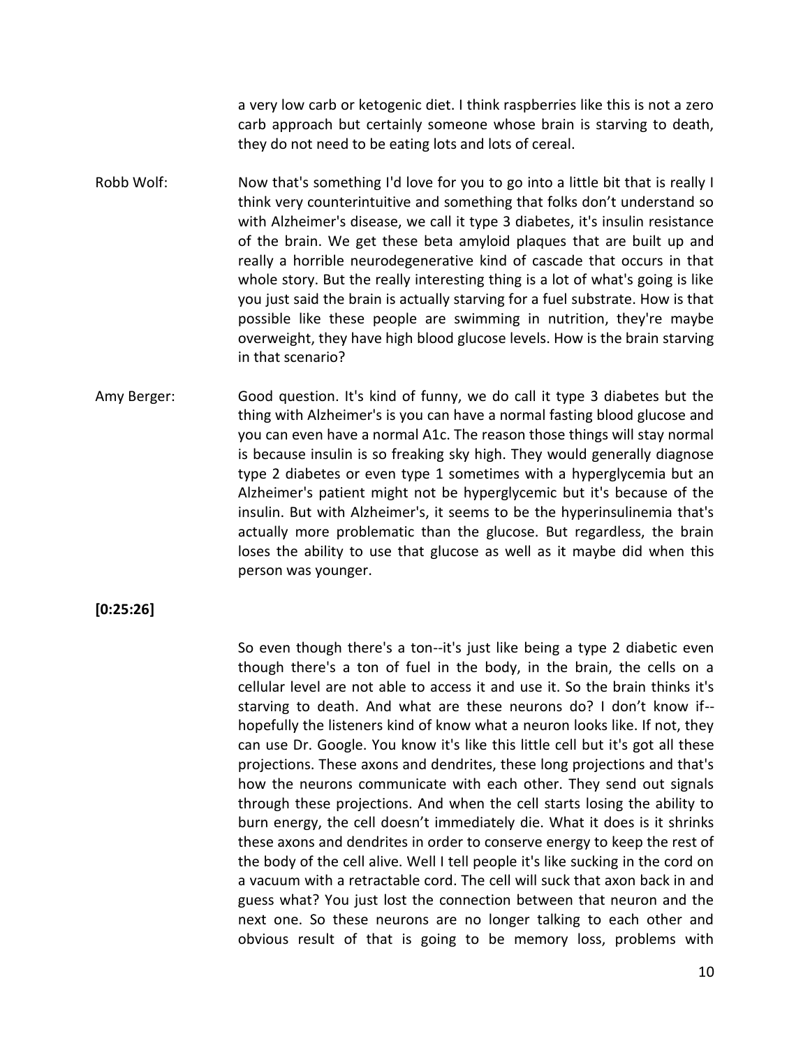a very low carb or ketogenic diet. I think raspberries like this is not a zero carb approach but certainly someone whose brain is starving to death, they do not need to be eating lots and lots of cereal.

Robb Wolf: Now that's something I'd love for you to go into a little bit that is really I think very counterintuitive and something that folks don't understand so with Alzheimer's disease, we call it type 3 diabetes, it's insulin resistance of the brain. We get these beta amyloid plaques that are built up and really a horrible neurodegenerative kind of cascade that occurs in that whole story. But the really interesting thing is a lot of what's going is like you just said the brain is actually starving for a fuel substrate. How is that possible like these people are swimming in nutrition, they're maybe overweight, they have high blood glucose levels. How is the brain starving in that scenario?

Amy Berger: Good question. It's kind of funny, we do call it type 3 diabetes but the thing with Alzheimer's is you can have a normal fasting blood glucose and you can even have a normal A1c. The reason those things will stay normal is because insulin is so freaking sky high. They would generally diagnose type 2 diabetes or even type 1 sometimes with a hyperglycemia but an Alzheimer's patient might not be hyperglycemic but it's because of the insulin. But with Alzheimer's, it seems to be the hyperinsulinemia that's actually more problematic than the glucose. But regardless, the brain loses the ability to use that glucose as well as it maybe did when this person was younger.

**[0:25:26]**

So even though there's a ton--it's just like being a type 2 diabetic even though there's a ton of fuel in the body, in the brain, the cells on a cellular level are not able to access it and use it. So the brain thinks it's starving to death. And what are these neurons do? I don't know if--hopefully the listeners kind of know what a neuron looks like. If not, they can use Dr. Google. You know it's like this little cell but it's got all these projections. These axons and dendrites, these long projections and that's how the neurons communicate with each other. They send out signals through these projections. And when the cell starts losing the ability to burn energy, the cell doesn't immediately die. What it does is it shrinks these axons and dendrites in order to conserve energy to keep the rest of the body of the cell alive. Well I tell people it's like sucking in the cord on a vacuum with a retractable cord. The cell will suck that axon back in and guess what? You just lost the connection between that neuron and the next one. So these neurons are no longer talking to each other and obvious result of that is going to be memory loss, problems with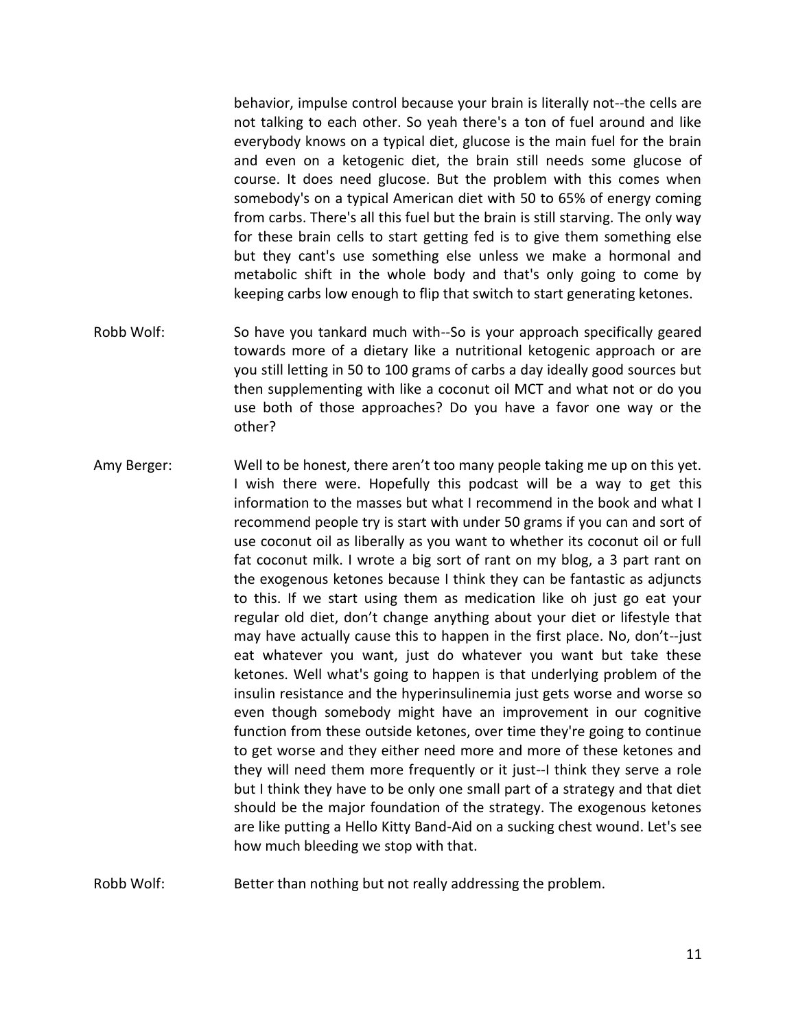behavior, impulse control because your brain is literally not--the cells are not talking to each other. So yeah there's a ton of fuel around and like everybody knows on a typical diet, glucose is the main fuel for the brain and even on a ketogenic diet, the brain still needs some glucose of course. It does need glucose. But the problem with this comes when somebody's on a typical American diet with 50 to 65% of energy coming from carbs. There's all this fuel but the brain is still starving. The only way for these brain cells to start getting fed is to give them something else but they cant's use something else unless we make a hormonal and metabolic shift in the whole body and that's only going to come by keeping carbs low enough to flip that switch to start generating ketones.

Robb Wolf: So have you tankard much with--So is your approach specifically geared towards more of a dietary like a nutritional ketogenic approach or are you still letting in 50 to 100 grams of carbs a day ideally good sources but then supplementing with like a coconut oil MCT and what not or do you use both of those approaches? Do you have a favor one way or the other?

Amy Berger: Well to be honest, there aren't too many people taking me up on this yet. I wish there were. Hopefully this podcast will be a way to get this information to the masses but what I recommend in the book and what I recommend people try is start with under 50 grams if you can and sort of use coconut oil as liberally as you want to whether its coconut oil or full fat coconut milk. I wrote a big sort of rant on my blog, a 3 part rant on the exogenous ketones because I think they can be fantastic as adjuncts to this. If we start using them as medication like oh just go eat your regular old diet, don't change anything about your diet or lifestyle that may have actually cause this to happen in the first place. No, don't--just eat whatever you want, just do whatever you want but take these ketones. Well what's going to happen is that underlying problem of the insulin resistance and the hyperinsulinemia just gets worse and worse so even though somebody might have an improvement in our cognitive function from these outside ketones, over time they're going to continue to get worse and they either need more and more of these ketones and they will need them more frequently or it just--I think they serve a role but I think they have to be only one small part of a strategy and that diet should be the major foundation of the strategy. The exogenous ketones are like putting a Hello Kitty Band-Aid on a sucking chest wound. Let's see how much bleeding we stop with that.

Robb Wolf: Better than nothing but not really addressing the problem.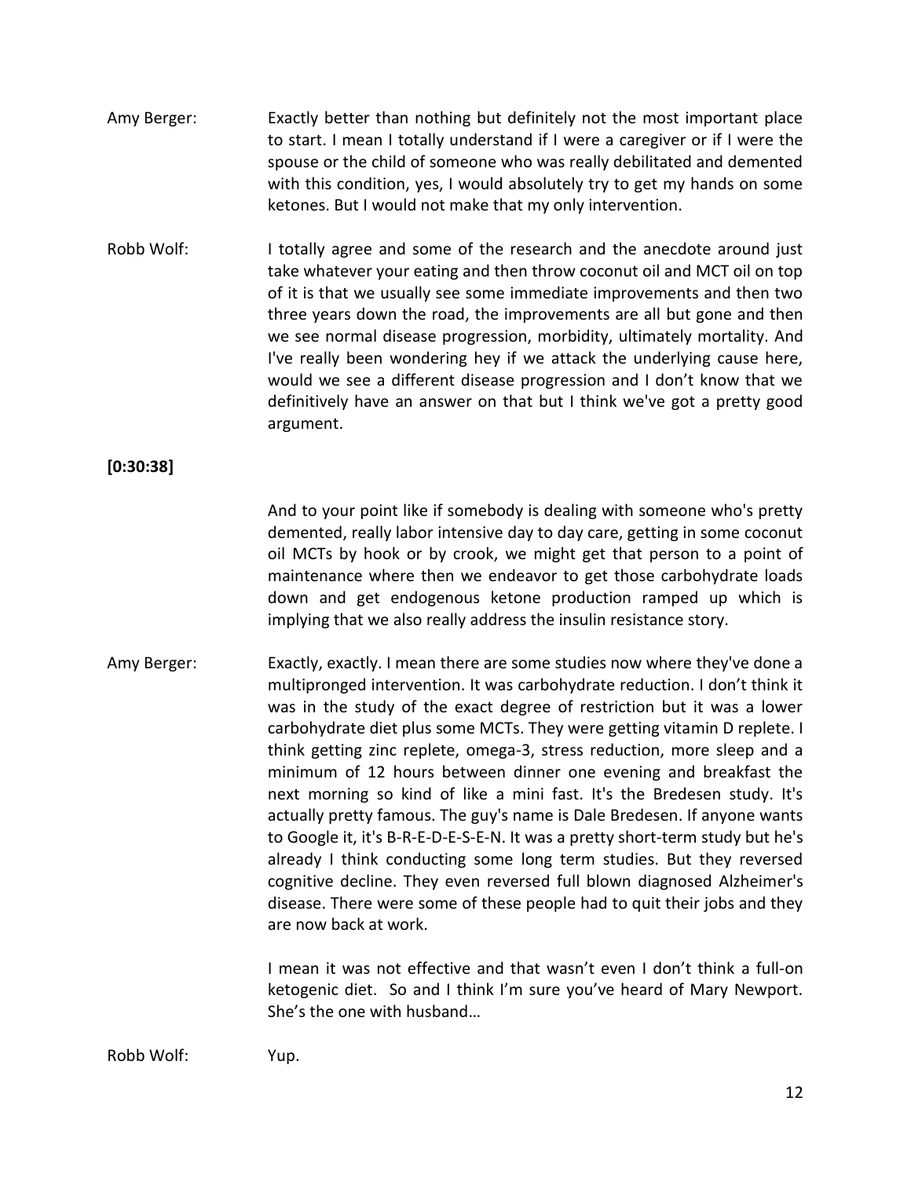Amy Berger: Exactly better than nothing but definitely not the most important place to start. I mean I totally understand if I were a caregiver or if I were the spouse or the child of someone who was really debilitated and demented with this condition, yes, I would absolutely try to get my hands on some ketones. But I would not make that my only intervention.

Robb Wolf: I totally agree and some of the research and the anecdote around just take whatever your eating and then throw coconut oil and MCT oil on top of it is that we usually see some immediate improvements and then two three years down the road, the improvements are all but gone and then we see normal disease progression, morbidity, ultimately mortality. And I've really been wondering hey if we attack the underlying cause here, would we see a different disease progression and I don't know that we definitively have an answer on that but I think we've got a pretty good argument.

**[0:30:38]**

And to your point like if somebody is dealing with someone who's pretty demented, really labor intensive day to day care, getting in some coconut oil MCTs by hook or by crook, we might get that person to a point of maintenance where then we endeavor to get those carbohydrate loads down and get endogenous ketone production ramped up which is implying that we also really address the insulin resistance story.

Amy Berger: Exactly, exactly. I mean there are some studies now where they've done a multipronged intervention. It was carbohydrate reduction. I don't think it was in the study of the exact degree of restriction but it was a lower carbohydrate diet plus some MCTs. They were getting vitamin D replete. I think getting zinc replete, omega-3, stress reduction, more sleep and a minimum of 12 hours between dinner one evening and breakfast the next morning so kind of like a mini fast. It's the Bredesen study. It's actually pretty famous. The guy's name is Dale Bredesen. If anyone wants to Google it, it's B-R-E-D-E-S-E-N. It was a pretty short-term study but he's already I think conducting some long term studies. But they reversed cognitive decline. They even reversed full blown diagnosed Alzheimer's disease. There were some of these people had to quit their jobs and they are now back at work.

I mean it was not effective and that wasn't even I don't think a full-on ketogenic diet. So and I think I'm sure you've heard of Mary Newport. She's the one with husband…

Robb Wolf: Yup.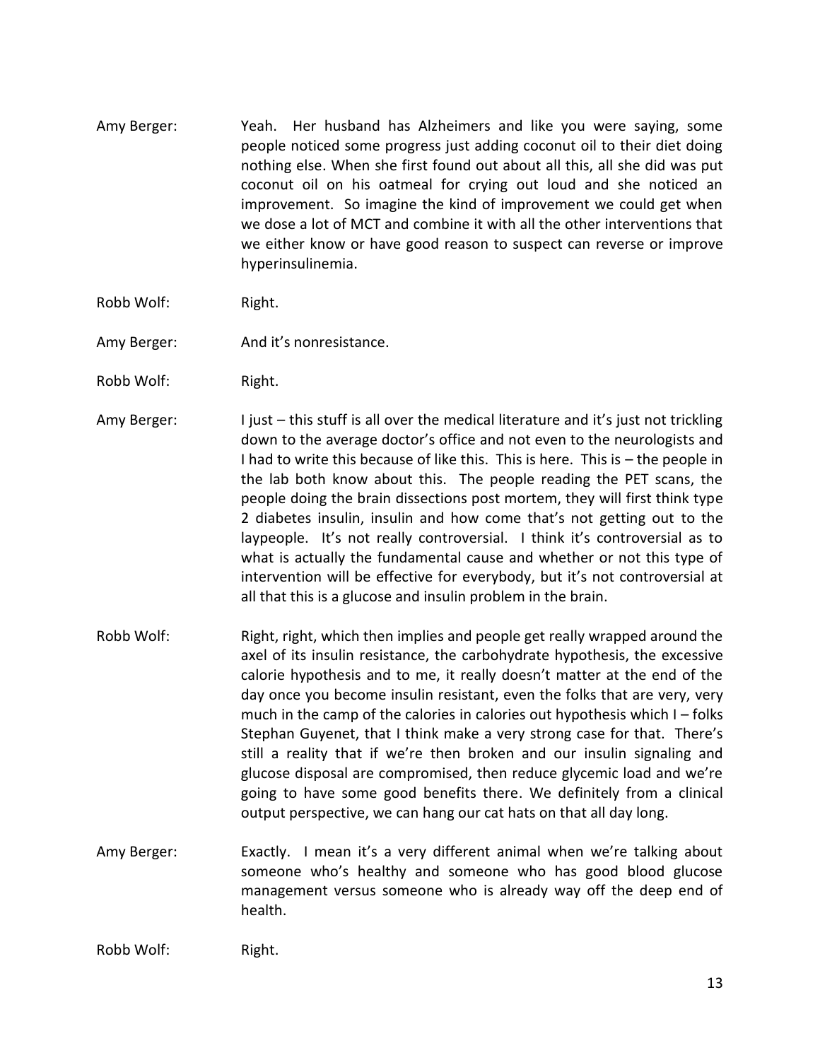Amy Berger: Yeah. Her husband has Alzheimers and like you were saying, some people noticed some progress just adding coconut oil to their diet doing nothing else. When she first found out about all this, all she did was put coconut oil on his oatmeal for crying out loud and she noticed an improvement. So imagine the kind of improvement we could get when we dose a lot of MCT and combine it with all the other interventions that we either know or have good reason to suspect can reverse or improve hyperinsulinemia.

Robb Wolf: Right.

Amy Berger: And it's nonresistance.

Robb Wolf: Right.

Amy Berger: I just – this stuff is all over the medical literature and it's just not trickling down to the average doctor's office and not even to the neurologists and I had to write this because of like this. This is here. This is – the people in the lab both know about this. The people reading the PET scans, the people doing the brain dissections post mortem, they will first think type 2 diabetes insulin, insulin and how come that's not getting out to the laypeople. It's not really controversial. I think it's controversial as to what is actually the fundamental cause and whether or not this type of intervention will be effective for everybody, but it's not controversial at all that this is a glucose and insulin problem in the brain.

Robb Wolf: Right, right, which then implies and people get really wrapped around the axel of its insulin resistance, the carbohydrate hypothesis, the excessive calorie hypothesis and to me, it really doesn't matter at the end of the day once you become insulin resistant, even the folks that are very, very much in the camp of the calories in calories out hypothesis which I – folks Stephan Guyenet, that I think make a very strong case for that. There's still a reality that if we're then broken and our insulin signaling and glucose disposal are compromised, then reduce glycemic load and we're going to have some good benefits there. We definitely from a clinical output perspective, we can hang our cat hats on that all day long.

Amy Berger: Exactly. I mean it's a very different animal when we're talking about someone who's healthy and someone who has good blood glucose management versus someone who is already way off the deep end of health.

Robb Wolf: Right.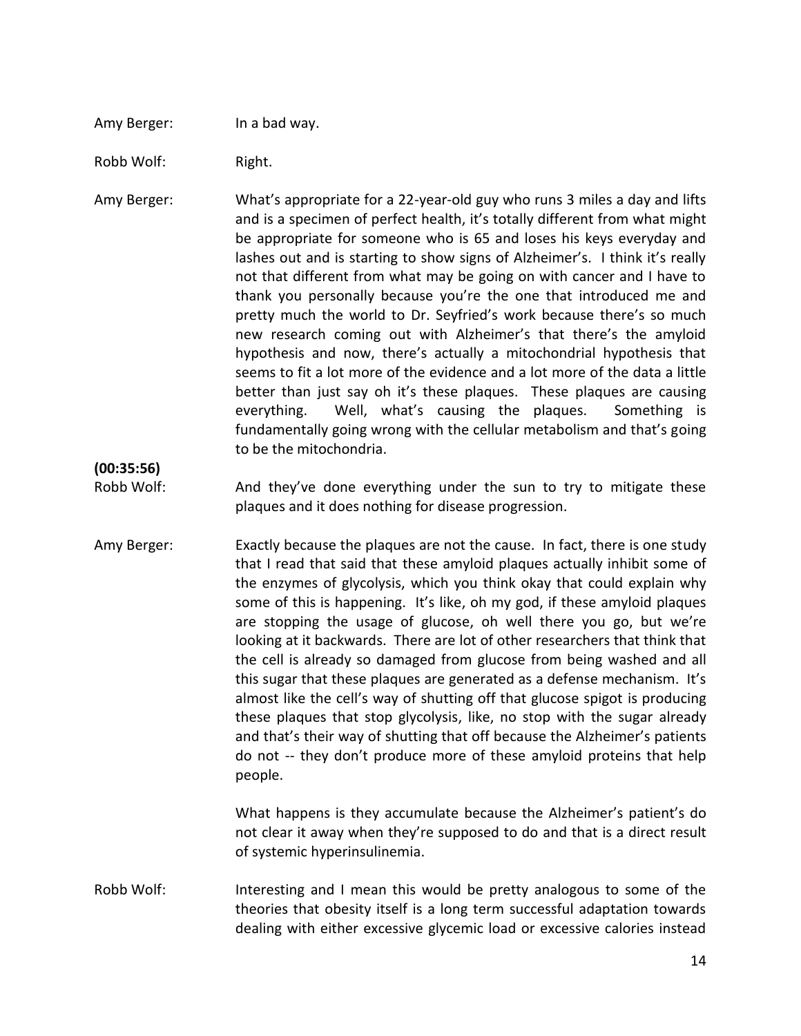Amy Berger: In a bad way.

Robb Wolf: Right.

Amy Berger: What's appropriate for a 22-year-old guy who runs 3 miles a day and lifts and is a specimen of perfect health, it's totally different from what might be appropriate for someone who is 65 and loses his keys everyday and lashes out and is starting to show signs of Alzheimer's. I think it's really not that different from what may be going on with cancer and I have to thank you personally because you're the one that introduced me and pretty much the world to Dr. Seyfried's work because there's so much new research coming out with Alzheimer's that there's the amyloid hypothesis and now, there's actually a mitochondrial hypothesis that seems to fit a lot more of the evidence and a lot more of the data a little better than just say oh it's these plaques. These plaques are causing everything. Well, what's causing the plaques. Something is fundamentally going wrong with the cellular metabolism and that's going to be the mitochondria.

**(00:35:56)**

Robb Wolf: And they've done everything under the sun to try to mitigate these plaques and it does nothing for disease progression.

Amy Berger: Exactly because the plaques are not the cause. In fact, there is one study that I read that said that these amyloid plaques actually inhibit some of the enzymes of glycolysis, which you think okay that could explain why some of this is happening. It's like, oh my god, if these amyloid plaques are stopping the usage of glucose, oh well there you go, but we're looking at it backwards. There are lot of other researchers that think that the cell is already so damaged from glucose from being washed and all this sugar that these plaques are generated as a defense mechanism. It's almost like the cell's way of shutting off that glucose spigot is producing these plaques that stop glycolysis, like, no stop with the sugar already and that's their way of shutting that off because the Alzheimer's patients do not -- they don't produce more of these amyloid proteins that help people.

What happens is they accumulate because the Alzheimer's patient's do not clear it away when they're supposed to do and that is a direct result of systemic hyperinsulinemia.

Robb Wolf: Interesting and I mean this would be pretty analogous to some of the theories that obesity itself is a long term successful adaptation towards dealing with either excessive glycemic load or excessive calories instead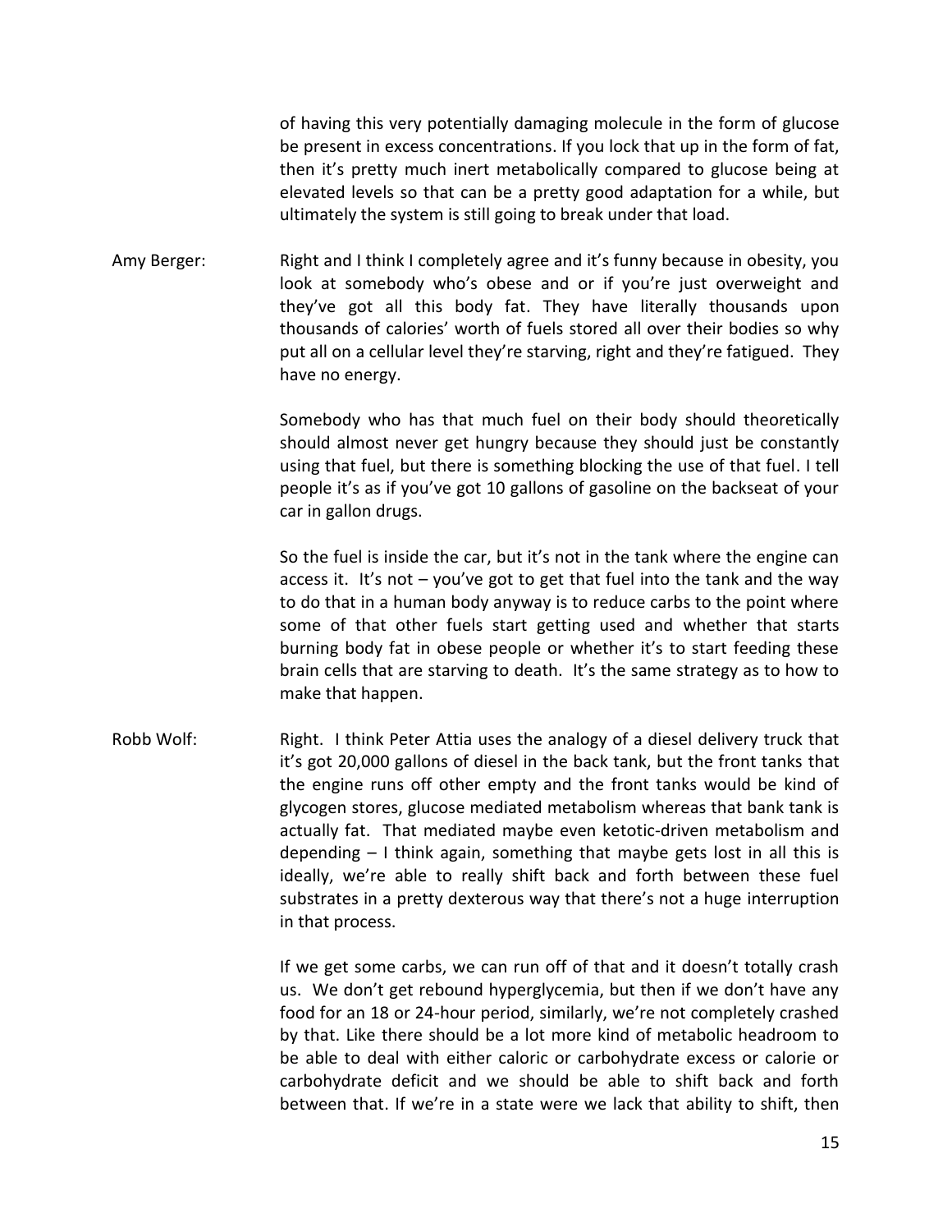of having this very potentially damaging molecule in the form of glucose be present in excess concentrations. If you lock that up in the form of fat, then it's pretty much inert metabolically compared to glucose being at elevated levels so that can be a pretty good adaptation for a while, but ultimately the system is still going to break under that load.

Amy Berger: Right and I think I completely agree and it's funny because in obesity, you look at somebody who's obese and or if you're just overweight and they've got all this body fat. They have literally thousands upon thousands of calories' worth of fuels stored all over their bodies so why put all on a cellular level they're starving, right and they're fatigued. They have no energy.

Somebody who has that much fuel on their body should theoretically should almost never get hungry because they should just be constantly using that fuel, but there is something blocking the use of that fuel. I tell people it's as if you've got 10 gallons of gasoline on the backseat of your car in gallon drugs.

So the fuel is inside the car, but it's not in the tank where the engine can access it. It's not – you've got to get that fuel into the tank and the way to do that in a human body anyway is to reduce carbs to the point where some of that other fuels start getting used and whether that starts burning body fat in obese people or whether it's to start feeding these brain cells that are starving to death. It's the same strategy as to how to make that happen.

Robb Wolf: Right. I think Peter Attia uses the analogy of a diesel delivery truck that it's got 20,000 gallons of diesel in the back tank, but the front tanks that the engine runs off other empty and the front tanks would be kind of glycogen stores, glucose mediated metabolism whereas that bank tank is actually fat. That mediated maybe even ketotic-driven metabolism and depending – I think again, something that maybe gets lost in all this is ideally, we're able to really shift back and forth between these fuel substrates in a pretty dexterous way that there's not a huge interruption in that process.

If we get some carbs, we can run off of that and it doesn't totally crash us. We don't get rebound hyperglycemia, but then if we don't have any food for an 18 or 24-hour period, similarly, we're not completely crashed by that. Like there should be a lot more kind of metabolic headroom to be able to deal with either caloric or carbohydrate excess or calorie or carbohydrate deficit and we should be able to shift back and forth between that. If we're in a state were we lack that ability to shift, then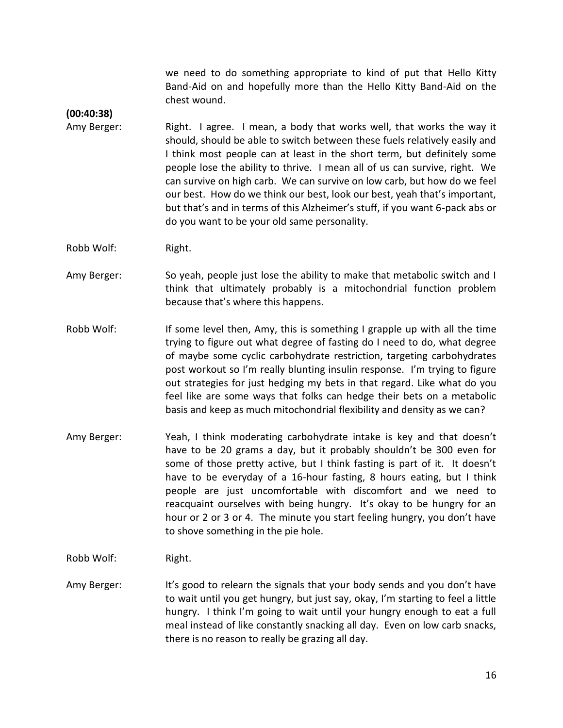we need to do something appropriate to kind of put that Hello Kitty Band-Aid on and hopefully more than the Hello Kitty Band-Aid on the chest wound.

**(00:40:38)**

Amy Berger: Right. I agree. I mean, a body that works well, that works the way it should, should be able to switch between these fuels relatively easily and I think most people can at least in the short term, but definitely some people lose the ability to thrive. I mean all of us can survive, right. We can survive on high carb. We can survive on low carb, but how do we feel our best. How do we think our best, look our best, yeah that's important, but that's and in terms of this Alzheimer's stuff, if you want 6-pack abs or do you want to be your old same personality.

Robb Wolf: Right.

Amy Berger: So yeah, people just lose the ability to make that metabolic switch and I think that ultimately probably is a mitochondrial function problem because that's where this happens.

Robb Wolf: If some level then, Amy, this is something I grapple up with all the time trying to figure out what degree of fasting do I need to do, what degree of maybe some cyclic carbohydrate restriction, targeting carbohydrates post workout so I'm really blunting insulin response. I'm trying to figure out strategies for just hedging my bets in that regard. Like what do you feel like are some ways that folks can hedge their bets on a metabolic basis and keep as much mitochondrial flexibility and density as we can?

Amy Berger: Yeah, I think moderating carbohydrate intake is key and that doesn't have to be 20 grams a day, but it probably shouldn't be 300 even for some of those pretty active, but I think fasting is part of it. It doesn't have to be everyday of a 16-hour fasting, 8 hours eating, but I think people are just uncomfortable with discomfort and we need to reacquaint ourselves with being hungry. It's okay to be hungry for an hour or 2 or 3 or 4. The minute you start feeling hungry, you don't have to shove something in the pie hole.

Robb Wolf: Right.

Amy Berger: It's good to relearn the signals that your body sends and you don't have to wait until you get hungry, but just say, okay, I'm starting to feel a little hungry. I think I'm going to wait until your hungry enough to eat a full meal instead of like constantly snacking all day. Even on low carb snacks, there is no reason to really be grazing all day.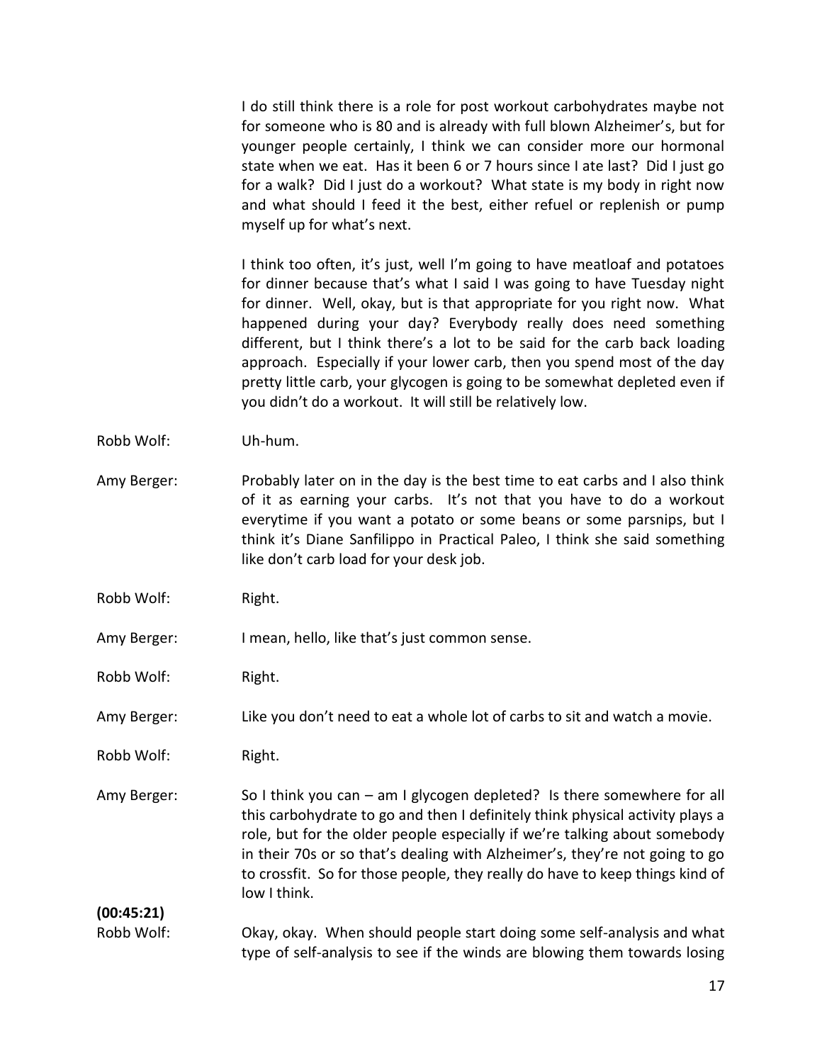I do still think there is a role for post workout carbohydrates maybe not for someone who is 80 and is already with full blown Alzheimer's, but for younger people certainly, I think we can consider more our hormonal state when we eat. Has it been 6 or 7 hours since I ate last? Did I just go for a walk? Did I just do a workout? What state is my body in right now and what should I feed it the best, either refuel or replenish or pump myself up for what's next.

I think too often, it's just, well I'm going to have meatloaf and potatoes for dinner because that's what I said I was going to have Tuesday night for dinner. Well, okay, but is that appropriate for you right now. What happened during your day? Everybody really does need something different, but I think there's a lot to be said for the carb back loading approach. Especially if your lower carb, then you spend most of the day pretty little carb, your glycogen is going to be somewhat depleted even if you didn't do a workout. It will still be relatively low.

Robb Wolf: Uh-hum.

Amy Berger: Probably later on in the day is the best time to eat carbs and I also think of it as earning your carbs. It's not that you have to do a workout everytime if you want a potato or some beans or some parsnips, but I think it's Diane Sanfilippo in Practical Paleo, I think she said something like don't carb load for your desk job.

Robb Wolf: Right.

Amy Berger: I mean, hello, like that's just common sense.

Robb Wolf: Right.

Amy Berger: Like you don't need to eat a whole lot of carbs to sit and watch a movie.

Robb Wolf: Right.

Amy Berger: So I think you can – am I glycogen depleted? Is there somewhere for all this carbohydrate to go and then I definitely think physical activity plays a role, but for the older people especially if we're talking about somebody in their 70s or so that's dealing with Alzheimer's, they're not going to go to crossfit. So for those people, they really do have to keep things kind of low I think.

**(00:45:21)**

Robb Wolf: Okay, okay. When should people start doing some self-analysis and what type of self-analysis to see if the winds are blowing them towards losing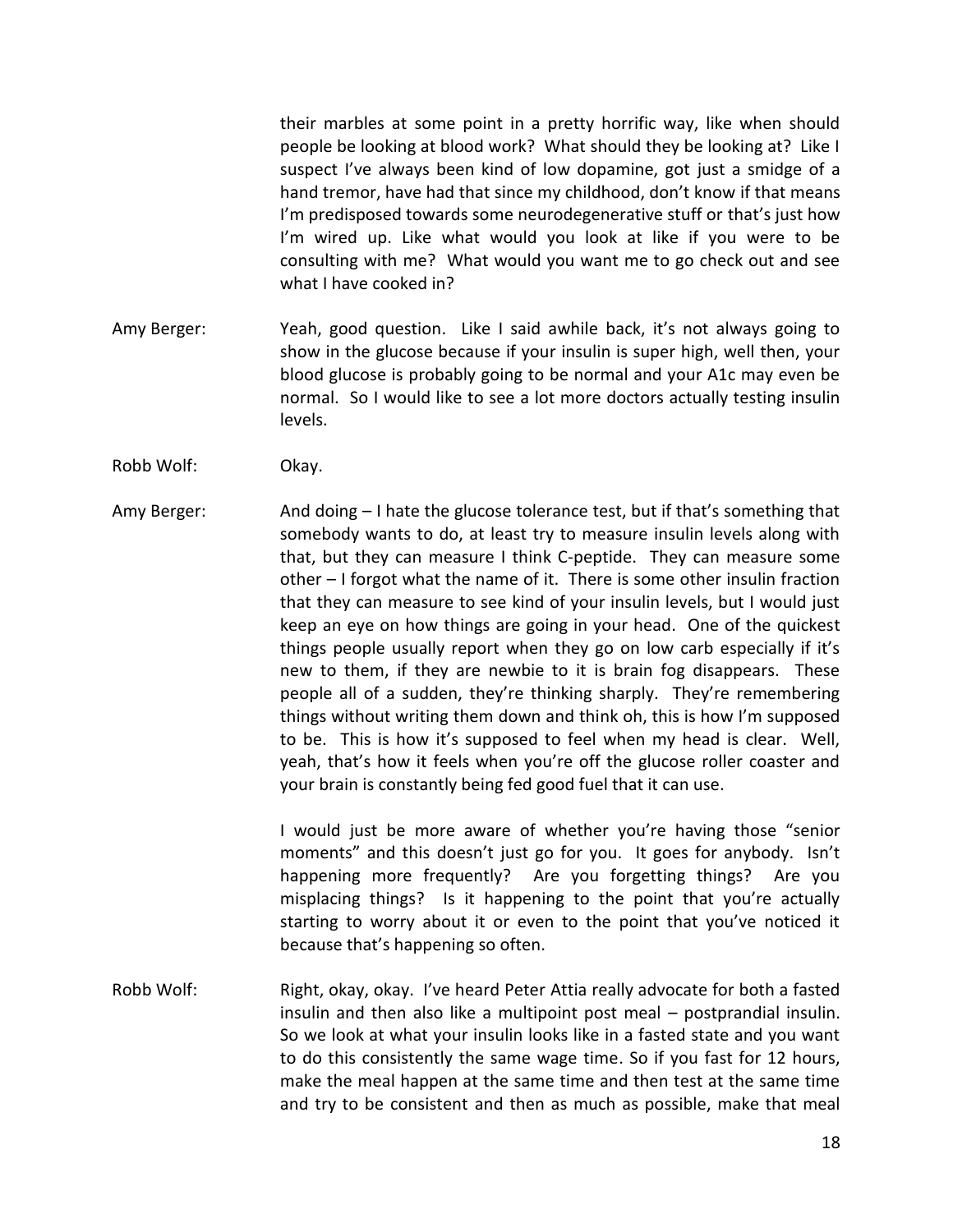their marbles at some point in a pretty horrific way, like when should people be looking at blood work? What should they be looking at? Like I suspect I've always been kind of low dopamine, got just a smidge of a hand tremor, have had that since my childhood, don't know if that means I'm predisposed towards some neurodegenerative stuff or that's just how I'm wired up. Like what would you look at like if you were to be consulting with me? What would you want me to go check out and see what I have cooked in?

Amy Berger: Yeah, good question. Like I said awhile back, it's not always going to show in the glucose because if your insulin is super high, well then, your blood glucose is probably going to be normal and your A1c may even be normal. So I would like to see a lot more doctors actually testing insulin levels.

Robb Wolf: Okay.

Amy Berger: And doing – I hate the glucose tolerance test, but if that's something that somebody wants to do, at least try to measure insulin levels along with that, but they can measure I think C-peptide. They can measure some other – I forgot what the name of it. There is some other insulin fraction that they can measure to see kind of your insulin levels, but I would just keep an eye on how things are going in your head. One of the quickest things people usually report when they go on low carb especially if it's new to them, if they are newbie to it is brain fog disappears. These people all of a sudden, they're thinking sharply. They're remembering things without writing them down and think oh, this is how I'm supposed to be. This is how it's supposed to feel when my head is clear. Well, yeah, that's how it feels when you're off the glucose roller coaster and your brain is constantly being fed good fuel that it can use.

I would just be more aware of whether you're having those "senior moments" and this doesn't just go for you. It goes for anybody. Isn't happening more frequently? Are you forgetting things? Are you misplacing things? Is it happening to the point that you're actually starting to worry about it or even to the point that you've noticed it because that's happening so often.

Robb Wolf: Right, okay, okay. I've heard Peter Attia really advocate for both a fasted insulin and then also like a multipoint post meal – postprandial insulin. So we look at what your insulin looks like in a fasted state and you want to do this consistently the same wage time. So if you fast for 12 hours, make the meal happen at the same time and then test at the same time and try to be consistent and then as much as possible, make that meal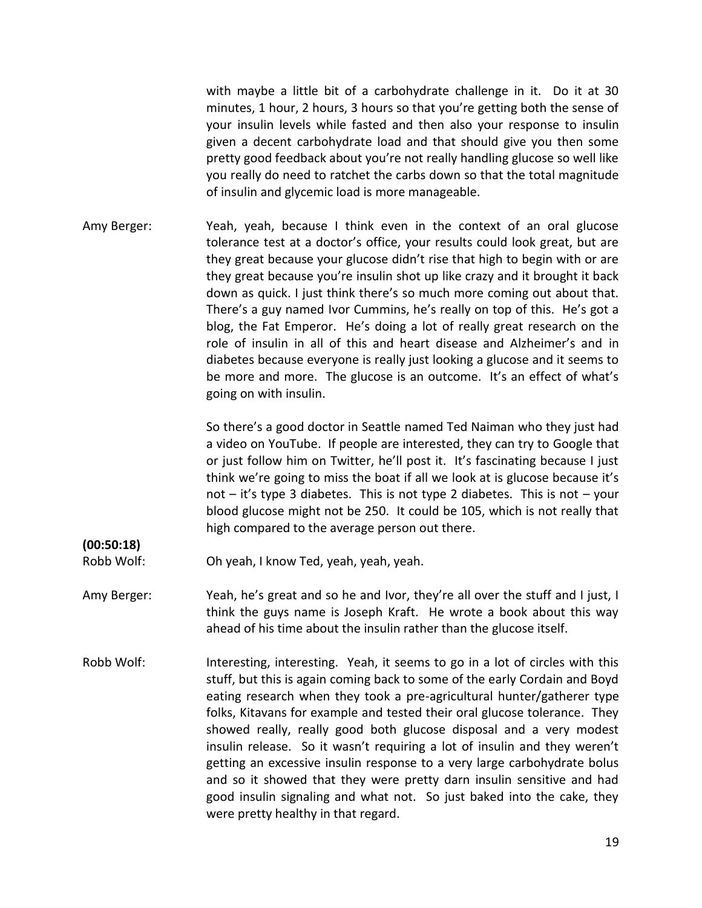with maybe a little bit of a carbohydrate challenge in it. Do it at 30 minutes, 1 hour, 2 hours, 3 hours so that you're getting both the sense of your insulin levels while fasted and then also your response to insulin given a decent carbohydrate load and that should give you then some pretty good feedback about you're not really handling glucose so well like you really do need to ratchet the carbs down so that the total magnitude of insulin and glycemic load is more manageable.

Amy Berger: Yeah, yeah, because I think even in the context of an oral glucose tolerance test at a doctor's office, your results could look great, but are they great because your glucose didn't rise that high to begin with or are they great because you're insulin shot up like crazy and it brought it back down as quick. I just think there's so much more coming out about that. There's a guy named Ivor Cummins, he's really on top of this. He's got a blog, the Fat Emperor. He's doing a lot of really great research on the role of insulin in all of this and heart disease and Alzheimer's and in diabetes because everyone is really just looking a glucose and it seems to be more and more. The glucose is an outcome. It's an effect of what's going on with insulin.

So there's a good doctor in Seattle named Ted Naiman who they just had a video on YouTube. If people are interested, they can try to Google that or just follow him on Twitter, he'll post it. It's fascinating because I just think we're going to miss the boat if all we look at is glucose because it's not – it's type 3 diabetes. This is not type 2 diabetes. This is not – your blood glucose might not be 250. It could be 105, which is not really that high compared to the average person out there.

**(00:50:18)**

Robb Wolf: Oh yeah, I know Ted, yeah, yeah, yeah.

Amy Berger: Yeah, he's great and so he and Ivor, they're all over the stuff and I just, I think the guys name is Joseph Kraft. He wrote a book about this way ahead of his time about the insulin rather than the glucose itself.

Robb Wolf: Interesting, interesting. Yeah, it seems to go in a lot of circles with this stuff, but this is again coming back to some of the early Cordain and Boyd eating research when they took a pre-agricultural hunter/gatherer type folks, Kitavans for example and tested their oral glucose tolerance. They showed really, really good both glucose disposal and a very modest insulin release. So it wasn't requiring a lot of insulin and they weren't getting an excessive insulin response to a very large carbohydrate bolus and so it showed that they were pretty darn insulin sensitive and had good insulin signaling and what not. So just baked into the cake, they were pretty healthy in that regard.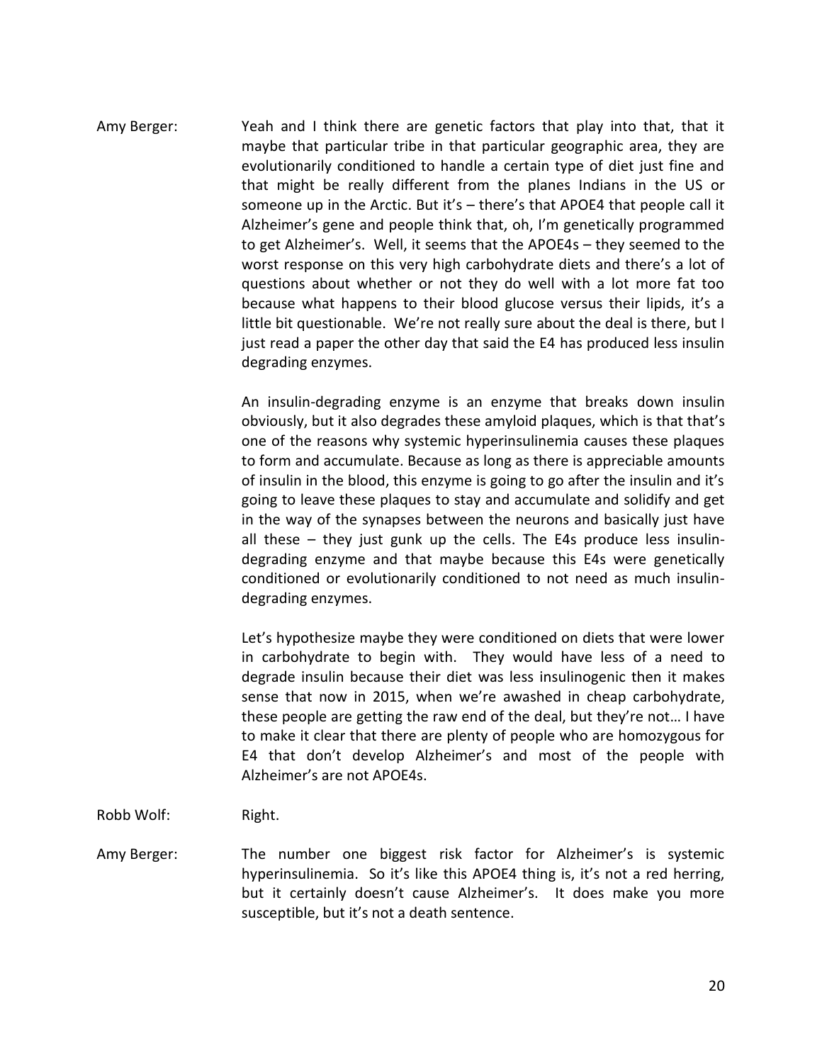Amy Berger: Yeah and I think there are genetic factors that play into that, that it maybe that particular tribe in that particular geographic area, they are evolutionarily conditioned to handle a certain type of diet just fine and that might be really different from the planes Indians in the US or someone up in the Arctic. But it's – there's that APOE4 that people call it Alzheimer's gene and people think that, oh, I'm genetically programmed to get Alzheimer's. Well, it seems that the APOE4s – they seemed to the worst response on this very high carbohydrate diets and there's a lot of questions about whether or not they do well with a lot more fat too because what happens to their blood glucose versus their lipids, it's a little bit questionable. We're not really sure about the deal is there, but I just read a paper the other day that said the E4 has produced less insulin degrading enzymes.

An insulin-degrading enzyme is an enzyme that breaks down insulin obviously, but it also degrades these amyloid plaques, which is that that's one of the reasons why systemic hyperinsulinemia causes these plaques to form and accumulate. Because as long as there is appreciable amounts of insulin in the blood, this enzyme is going to go after the insulin and it's going to leave these plaques to stay and accumulate and solidify and get in the way of the synapses between the neurons and basically just have all these – they just gunk up the cells. The E4s produce less insulin-degrading enzyme and that maybe because this E4s were genetically conditioned or evolutionarily conditioned to not need as much insulin-degrading enzymes.

Let's hypothesize maybe they were conditioned on diets that were lower in carbohydrate to begin with. They would have less of a need to degrade insulin because their diet was less insulinogenic then it makes sense that now in 2015, when we're awashed in cheap carbohydrate, these people are getting the raw end of the deal, but they're not… I have to make it clear that there are plenty of people who are homozygous for E4 that don't develop Alzheimer's and most of the people with Alzheimer's are not APOE4s.

Robb Wolf: Right.

Amy Berger: The number one biggest risk factor for Alzheimer's is systemic hyperinsulinemia. So it's like this APOE4 thing is, it's not a red herring, but it certainly doesn't cause Alzheimer's. It does make you more susceptible, but it's not a death sentence.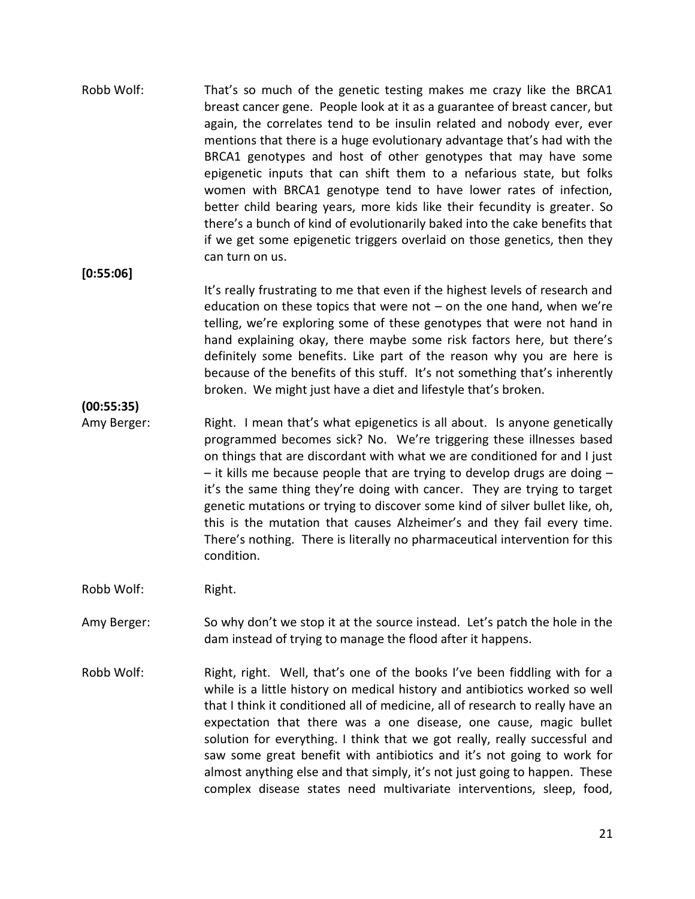Robb Wolf: That's so much of the genetic testing makes me crazy like the BRCA1 breast cancer gene. People look at it as a guarantee of breast cancer, but again, the correlates tend to be insulin related and nobody ever, ever mentions that there is a huge evolutionary advantage that's had with the BRCA1 genotypes and host of other genotypes that may have some epigenetic inputs that can shift them to a nefarious state, but folks women with BRCA1 genotype tend to have lower rates of infection, better child bearing years, more kids like their fecundity is greater. So there's a bunch of kind of evolutionarily baked into the cake benefits that if we get some epigenetic triggers overlaid on those genetics, then they can turn on us.

**[0:55:06]**

It's really frustrating to me that even if the highest levels of research and education on these topics that were not – on the one hand, when we're telling, we're exploring some of these genotypes that were not hand in hand explaining okay, there maybe some risk factors here, but there's definitely some benefits. Like part of the reason why you are here is because of the benefits of this stuff. It's not something that's inherently broken. We might just have a diet and lifestyle that's broken.

**(00:55:35)**

Amy Berger: Right. I mean that's what epigenetics is all about. Is anyone genetically programmed becomes sick? No. We're triggering these illnesses based on things that are discordant with what we are conditioned for and I just – it kills me because people that are trying to develop drugs are doing – it's the same thing they're doing with cancer. They are trying to target genetic mutations or trying to discover some kind of silver bullet like, oh, this is the mutation that causes Alzheimer's and they fail every time. There's nothing. There is literally no pharmaceutical intervention for this condition.

Robb Wolf: Right.

Amy Berger: So why don't we stop it at the source instead. Let's patch the hole in the dam instead of trying to manage the flood after it happens.

Robb Wolf: Right, right. Well, that's one of the books I've been fiddling with for a while is a little history on medical history and antibiotics worked so well that I think it conditioned all of medicine, all of research to really have an expectation that there was a one disease, one cause, magic bullet solution for everything. I think that we got really, really successful and saw some great benefit with antibiotics and it's not going to work for almost anything else and that simply, it's not just going to happen. These complex disease states need multivariate interventions, sleep, food,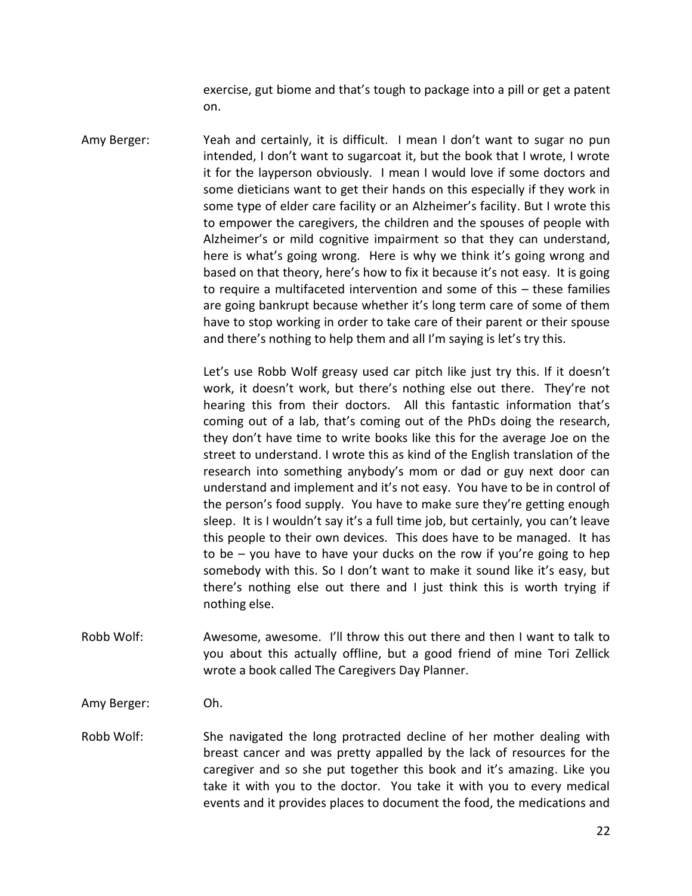exercise, gut biome and that's tough to package into a pill or get a patent on.

Amy Berger: Yeah and certainly, it is difficult. I mean I don't want to sugar no pun intended, I don't want to sugarcoat it, but the book that I wrote, I wrote it for the layperson obviously. I mean I would love if some doctors and some dieticians want to get their hands on this especially if they work in some type of elder care facility or an Alzheimer's facility. But I wrote this to empower the caregivers, the children and the spouses of people with Alzheimer's or mild cognitive impairment so that they can understand, here is what's going wrong. Here is why we think it's going wrong and based on that theory, here's how to fix it because it's not easy. It is going to require a multifaceted intervention and some of this – these families are going bankrupt because whether it's long term care of some of them have to stop working in order to take care of their parent or their spouse and there's nothing to help them and all I'm saying is let's try this.

Let's use Robb Wolf greasy used car pitch like just try this. If it doesn't work, it doesn't work, but there's nothing else out there. They're not hearing this from their doctors. All this fantastic information that's coming out of a lab, that's coming out of the PhDs doing the research, they don't have time to write books like this for the average Joe on the street to understand. I wrote this as kind of the English translation of the research into something anybody's mom or dad or guy next door can understand and implement and it's not easy. You have to be in control of the person's food supply. You have to make sure they're getting enough sleep. It is I wouldn't say it's a full time job, but certainly, you can't leave this people to their own devices. This does have to be managed. It has to be – you have to have your ducks on the row if you're going to hep somebody with this. So I don't want to make it sound like it's easy, but there's nothing else out there and I just think this is worth trying if nothing else.

Robb Wolf: Awesome, awesome. I'll throw this out there and then I want to talk to you about this actually offline, but a good friend of mine Tori Zellick wrote a book called The Caregivers Day Planner.

Amy Berger: Oh.

Robb Wolf: She navigated the long protracted decline of her mother dealing with breast cancer and was pretty appalled by the lack of resources for the caregiver and so she put together this book and it's amazing. Like you take it with you to the doctor. You take it with you to every medical events and it provides places to document the food, the medications and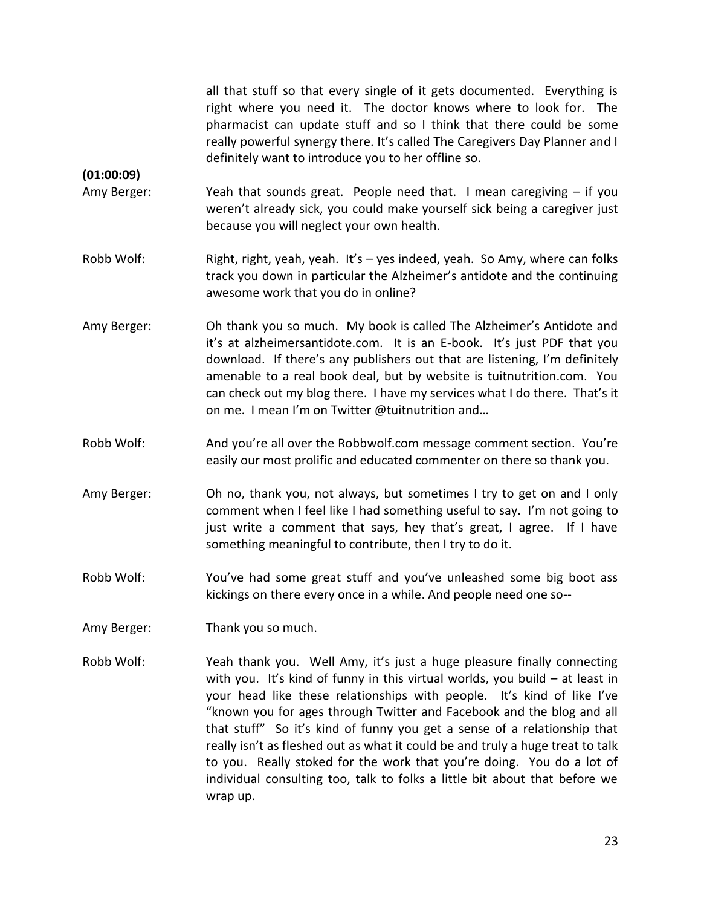all that stuff so that every single of it gets documented. Everything is right where you need it. The doctor knows where to look for. The pharmacist can update stuff and so I think that there could be some really powerful synergy there. It's called The Caregivers Day Planner and I definitely want to introduce you to her offline so.

**(01:00:09)**

Amy Berger: Yeah that sounds great. People need that. I mean caregiving – if you weren't already sick, you could make yourself sick being a caregiver just because you will neglect your own health.

Robb Wolf: Right, right, yeah, yeah. It's – yes indeed, yeah. So Amy, where can folks track you down in particular the Alzheimer's antidote and the continuing awesome work that you do in online?

Amy Berger: Oh thank you so much. My book is called The Alzheimer's Antidote and it's at alzheimersantidote.com. It is an E-book. It's just PDF that you download. If there's any publishers out that are listening, I'm definitely amenable to a real book deal, but by website is tuitnutrition.com. You can check out my blog there. I have my services what I do there. That's it on me. I mean I'm on Twitter @tuitnutrition and…

Robb Wolf: And you're all over the Robbwolf.com message comment section. You're easily our most prolific and educated commenter on there so thank you.

Amy Berger: Oh no, thank you, not always, but sometimes I try to get on and I only comment when I feel like I had something useful to say. I'm not going to just write a comment that says, hey that's great, I agree. If I have something meaningful to contribute, then I try to do it.

Robb Wolf: You've had some great stuff and you've unleashed some big boot ass kickings on there every once in a while. And people need one so--

Amy Berger: Thank you so much.

Robb Wolf: Yeah thank you. Well Amy, it's just a huge pleasure finally connecting with you. It's kind of funny in this virtual worlds, you build – at least in your head like these relationships with people. It's kind of like I've "known you for ages through Twitter and Facebook and the blog and all that stuff" So it's kind of funny you get a sense of a relationship that really isn't as fleshed out as what it could be and truly a huge treat to talk to you. Really stoked for the work that you're doing. You do a lot of individual consulting too, talk to folks a little bit about that before we wrap up.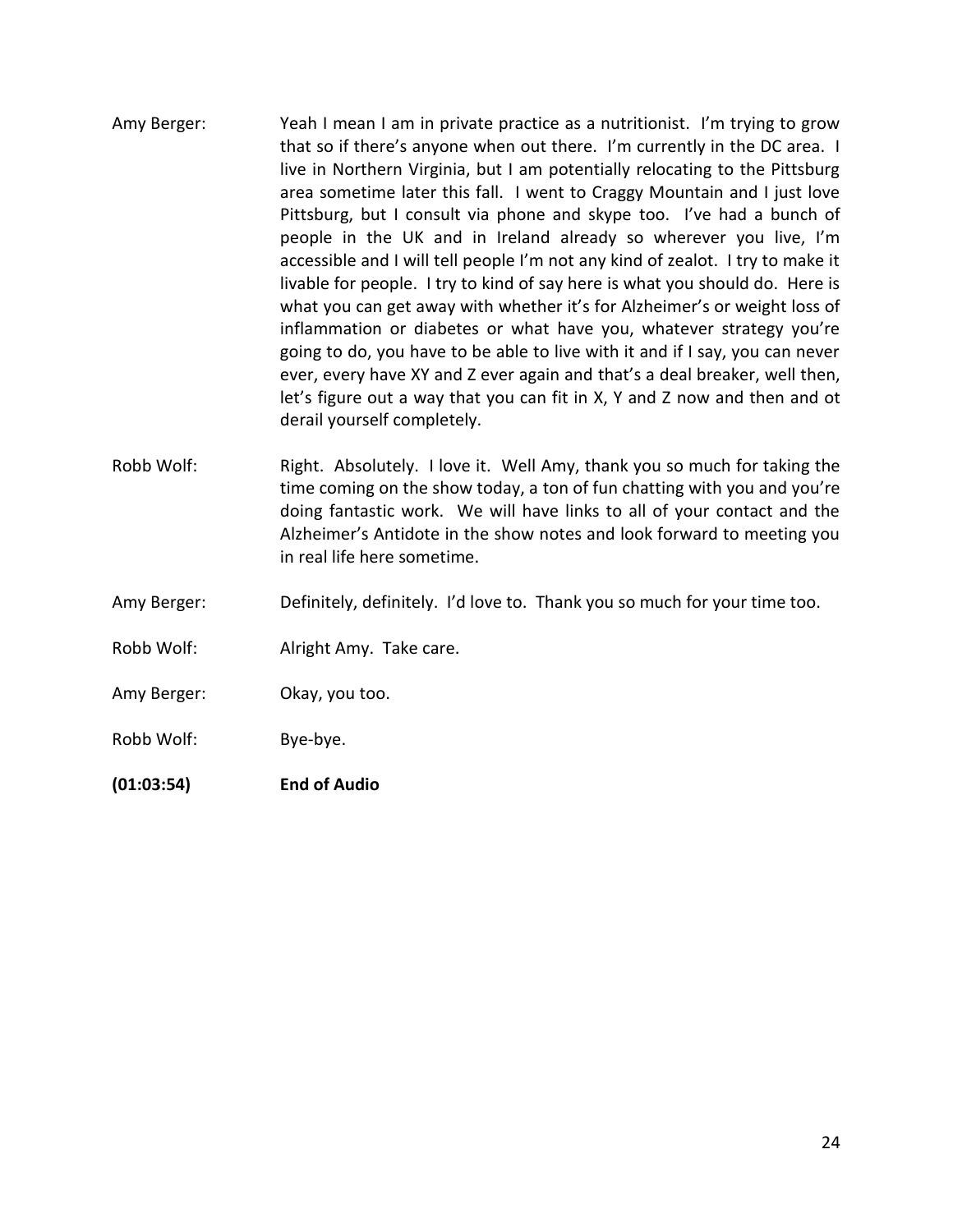Amy Berger: Yeah I mean I am in private practice as a nutritionist. I'm trying to grow that so if there's anyone when out there. I'm currently in the DC area. I live in Northern Virginia, but I am potentially relocating to the Pittsburg area sometime later this fall. I went to Craggy Mountain and I just love Pittsburg, but I consult via phone and skype too. I've had a bunch of people in the UK and in Ireland already so wherever you live, I'm accessible and I will tell people I'm not any kind of zealot. I try to make it livable for people. I try to kind of say here is what you should do. Here is what you can get away with whether it's for Alzheimer's or weight loss of inflammation or diabetes or what have you, whatever strategy you're going to do, you have to be able to live with it and if I say, you can never ever, every have XY and Z ever again and that's a deal breaker, well then, let's figure out a way that you can fit in X, Y and Z now and then and ot derail yourself completely.

Robb Wolf: Right. Absolutely. I love it. Well Amy, thank you so much for taking the time coming on the show today, a ton of fun chatting with you and you're doing fantastic work. We will have links to all of your contact and the Alzheimer's Antidote in the show notes and look forward to meeting you in real life here sometime.

Amy Berger: Definitely, definitely. I'd love to. Thank you so much for your time too.

Robb Wolf: Alright Amy. Take care.

Amy Berger: Okay, you too.

Robb Wolf: Bye-bye.

**(01:03:54) End of Audio**